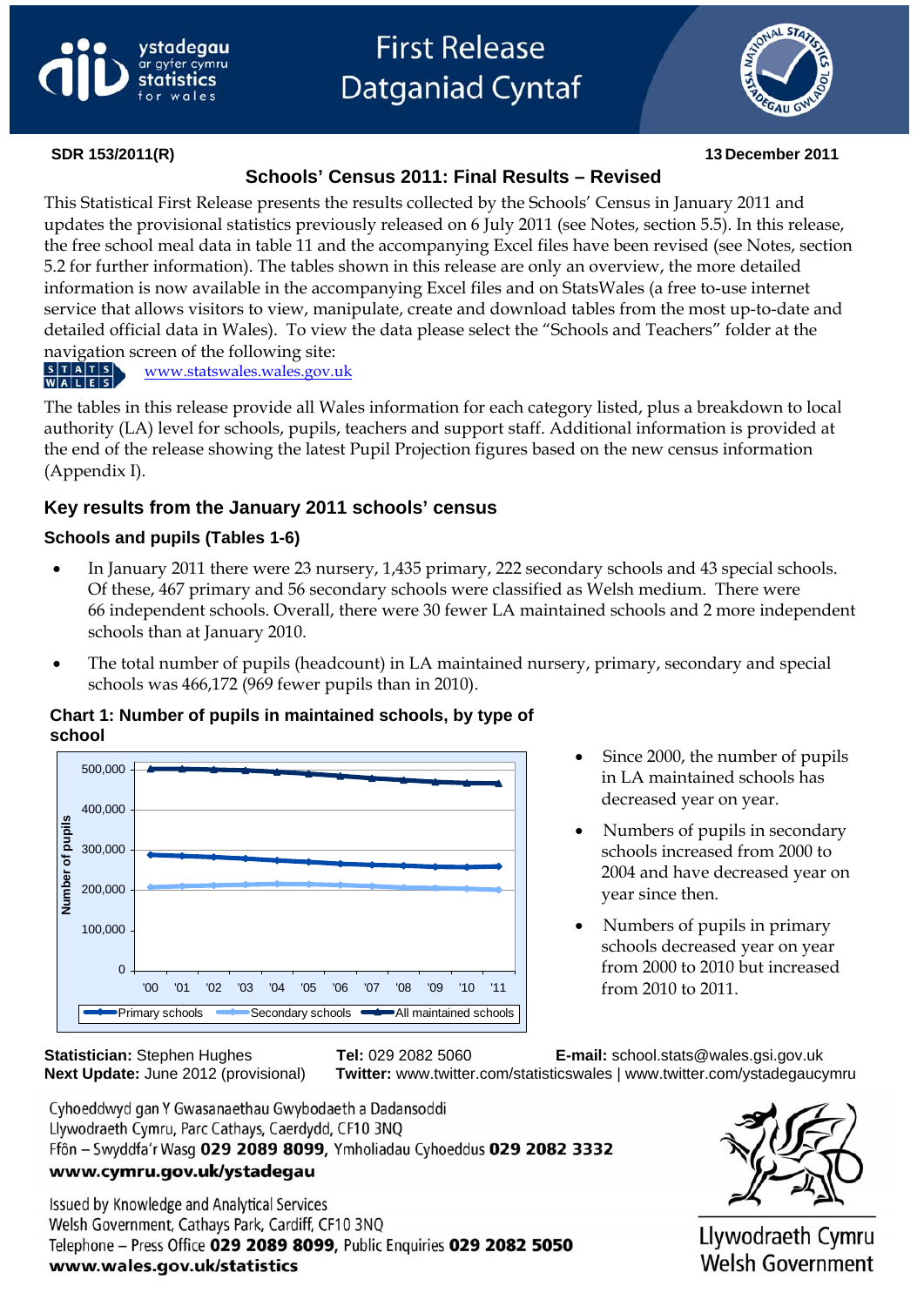First Release
Datganiad Cyntaf

**SDR 153/2011(R)** **13 December 2011**

## Schools' Census 2011: Final Results – Revised

This Statistical First Release presents the results collected by the Schools' Census in January 2011 and updates the provisional statistics previously released on 6 July 2011 (see Notes, section 5.5). In this release, the free school meal data in table 11 and the accompanying Excel files have been revised (see Notes, section 5.2 for further information). The tables shown in this release are only an overview, the more detailed information is now available in the accompanying Excel files and on StatsWales (a free to-use internet service that allows visitors to view, manipulate, create and download tables from the most up-to-date and detailed official data in Wales). To view the data please select the "Schools and Teachers" folder at the navigation screen of the following site:

www.statswales.wales.gov.uk

The tables in this release provide all Wales information for each category listed, plus a breakdown to local authority (LA) level for schools, pupils, teachers and support staff. Additional information is provided at the end of the release showing the latest Pupil Projection figures based on the new census information (Appendix I).

## Key results from the January 2011 schools' census

### Schools and pupils (Tables 1-6)

- In January 2011 there were 23 nursery, 1,435 primary, 222 secondary schools and 43 special schools. Of these, 467 primary and 56 secondary schools were classified as Welsh medium. There were 66 independent schools. Overall, there were 30 fewer LA maintained schools and 2 more independent schools than at January 2010.
- The total number of pupils (headcount) in LA maintained nursery, primary, secondary and special schools was 466,172 (969 fewer pupils than in 2010).

**Chart 1: Number of pupils in maintained schools, by type of school**

Number of pupils
500,000
400,000
300,000
200,000
100,000
0
'00 '01 '02 '03 '04 '05 '06 '07 '08 '09 '10 '11
Primary schools
Secondary schools
All maintained schools

- Since 2000, the number of pupils in LA maintained schools has decreased year on year.
- Numbers of pupils in secondary schools increased from 2000 to 2004 and have decreased year on year since then.
- Numbers of pupils in primary schools decreased year on year from 2000 to 2010 but increased from 2010 to 2011.

**Statistician:** Stephen Hughes **Tel:** 029 2082 5060 **E-mail:** school.stats@wales.gsi.gov.uk
**Next Update:** June 2012 (provisional) **Twitter:** www.twitter.com/statisticswales | www.twitter.com/ystadegaucymru

Cyhoeddwyd gan Y Gwasanaethau Gwybodaeth a Dadansoddi
Llywodraeth Cymru, Parc Cathays, Caerdydd, CF10 3NQ
Ffôn – Swyddfa'r Wasg **029 2089 8099**, Ymholiadau Cyhoeddus **029 2082 3332**
**www.cymru.gov.uk/ystadegau**

Issued by Knowledge and Analytical Services
Welsh Government, Cathays Park, Cardiff, CF10 3NQ
Telephone – Press Office **029 2089 8099**, Public Enquiries **029 2082 5050**
**www.wales.gov.uk/statistics**

Llywodraeth Cymru
Welsh Government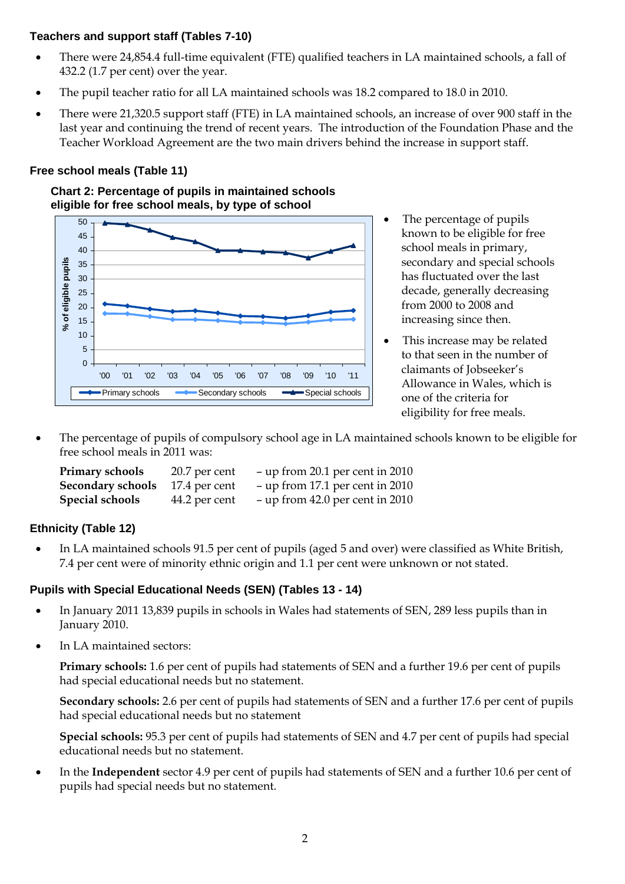### Teachers and support staff (Tables 7-10)

- There were 24,854.4 full-time equivalent (FTE) qualified teachers in LA maintained schools, a fall of 432.2 (1.7 per cent) over the year.
- The pupil teacher ratio for all LA maintained schools was 18.2 compared to 18.0 in 2010.
- There were 21,320.5 support staff (FTE) in LA maintained schools, an increase of over 900 staff in the last year and continuing the trend of recent years. The introduction of the Foundation Phase and the Teacher Workload Agreement are the two main drivers behind the increase in support staff.

### Free school meals (Table 11)

**Chart 2: Percentage of pupils in maintained schools eligible for free school meals, by type of school**

% of eligible pupils

50
45
40
35
30
25
20
15
10
5
0

'00 '01 '02 '03 '04 '05 '06 '07 '08 '09 '10 '11

Primary schools   Secondary schools   Special schools

- The percentage of pupils known to be eligible for free school meals in primary, secondary and special schools has fluctuated over the last decade, generally decreasing from 2000 to 2008 and increasing since then.
- This increase may be related to that seen in the number of claimants of Jobseeker's Allowance in Wales, which is one of the criteria for eligibility for free meals.

- The percentage of pupils of compulsory school age in LA maintained schools known to be eligible for free school meals in 2011 was:

| | | |
|---|---|---|
| **Primary schools** | 20.7 per cent | – up from 20.1 per cent in 2010 |
| **Secondary schools** | 17.4 per cent | – up from 17.1 per cent in 2010 |
| **Special schools** | 44.2 per cent | – up from 42.0 per cent in 2010 |

### Ethnicity (Table 12)

- In LA maintained schools 91.5 per cent of pupils (aged 5 and over) were classified as White British, 7.4 per cent were of minority ethnic origin and 1.1 per cent were unknown or not stated.

### Pupils with Special Educational Needs (SEN) (Tables 13 - 14)

- In January 2011 13,839 pupils in schools in Wales had statements of SEN, 289 less pupils than in January 2010.
- In LA maintained sectors:

  **Primary schools:** 1.6 per cent of pupils had statements of SEN and a further 19.6 per cent of pupils had special educational needs but no statement.

  **Secondary schools:** 2.6 per cent of pupils had statements of SEN and a further 17.6 per cent of pupils had special educational needs but no statement

  **Special schools:** 95.3 per cent of pupils had statements of SEN and 4.7 per cent of pupils had special educational needs but no statement.

- In the **Independent** sector 4.9 per cent of pupils had statements of SEN and a further 10.6 per cent of pupils had special needs but no statement.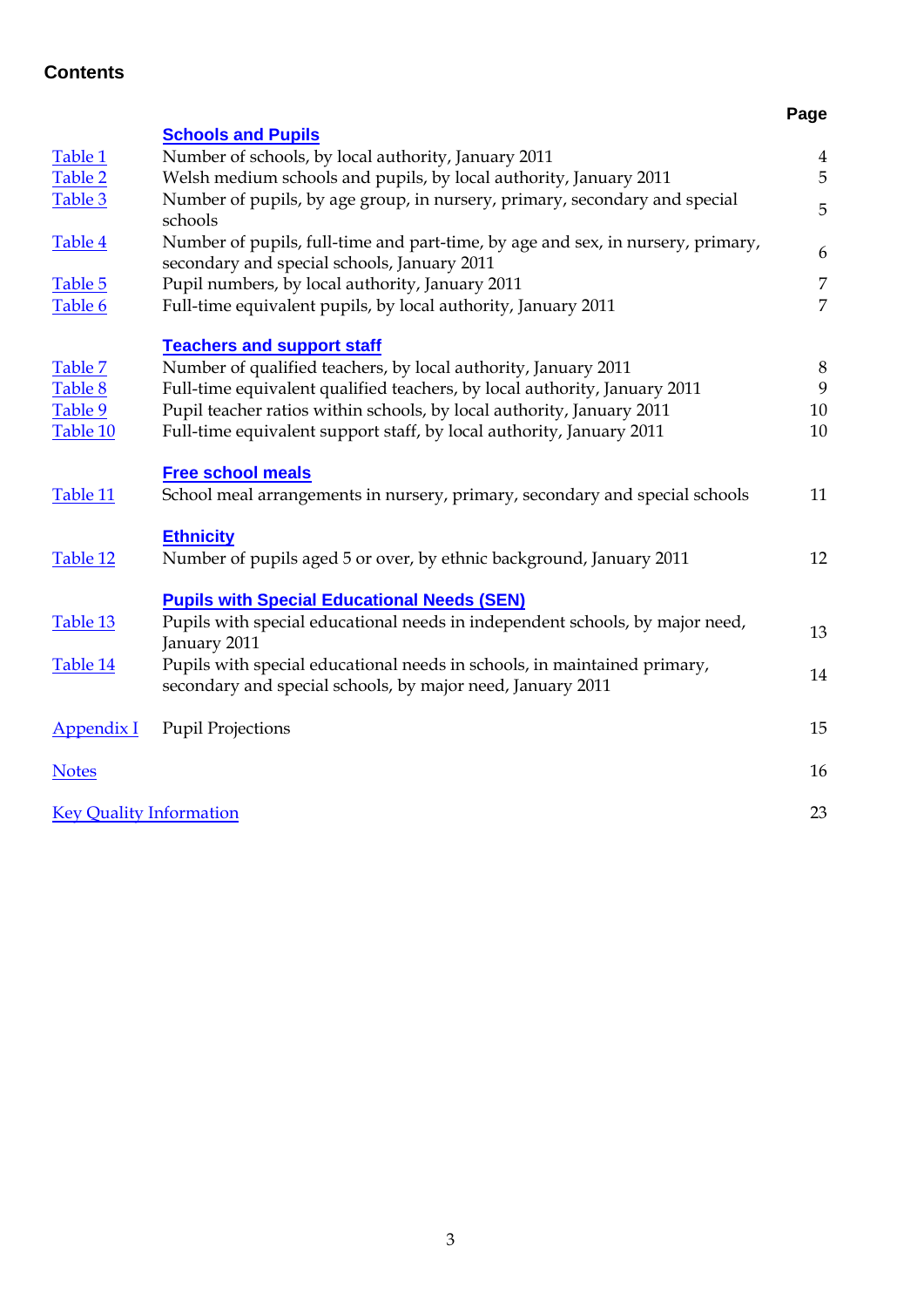## Contents

| | | Page |
|---|---|---|
| | **Schools and Pupils** | |
| Table 1 | Number of schools, by local authority, January 2011 | 4 |
| Table 2 | Welsh medium schools and pupils, by local authority, January 2011 | 5 |
| Table 3 | Number of pupils, by age group, in nursery, primary, secondary and special schools | 5 |
| Table 4 | Number of pupils, full-time and part-time, by age and sex, in nursery, primary, secondary and special schools, January 2011 | 6 |
| Table 5 | Pupil numbers, by local authority, January 2011 | 7 |
| Table 6 | Full-time equivalent pupils, by local authority, January 2011 | 7 |
| | **Teachers and support staff** | |
| Table 7 | Number of qualified teachers, by local authority, January 2011 | 8 |
| Table 8 | Full-time equivalent qualified teachers, by local authority, January 2011 | 9 |
| Table 9 | Pupil teacher ratios within schools, by local authority, January 2011 | 10 |
| Table 10 | Full-time equivalent support staff, by local authority, January 2011 | 10 |
| | **Free school meals** | |
| Table 11 | School meal arrangements in nursery, primary, secondary and special schools | 11 |
| | **Ethnicity** | |
| Table 12 | Number of pupils aged 5 or over, by ethnic background, January 2011 | 12 |
| | **Pupils with Special Educational Needs (SEN)** | |
| Table 13 | Pupils with special educational needs in independent schools, by major need, January 2011 | 13 |
| Table 14 | Pupils with special educational needs in schools, in maintained primary, secondary and special schools, by major need, January 2011 | 14 |
| Appendix I | Pupil Projections | 15 |
| Notes | | 16 |
| Key Quality Information | | 23 |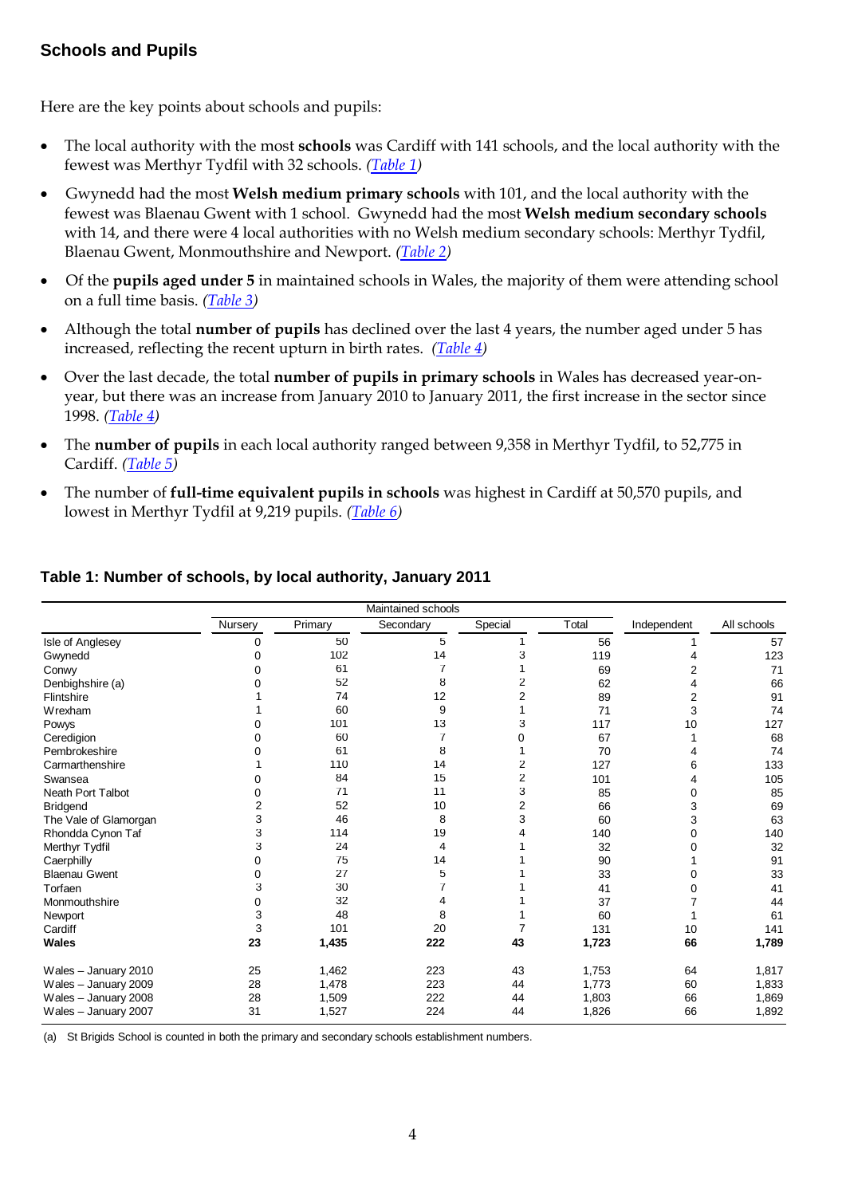## Schools and Pupils

Here are the key points about schools and pupils:

- The local authority with the most **schools** was Cardiff with 141 schools, and the local authority with the fewest was Merthyr Tydfil with 32 schools. *(Table 1)*
- Gwynedd had the most **Welsh medium primary schools** with 101, and the local authority with the fewest was Blaenau Gwent with 1 school. Gwynedd had the most **Welsh medium secondary schools** with 14, and there were 4 local authorities with no Welsh medium secondary schools: Merthyr Tydfil, Blaenau Gwent, Monmouthshire and Newport. *(Table 2)*
- Of the **pupils aged under 5** in maintained schools in Wales, the majority of them were attending school on a full time basis. *(Table 3)*
- Although the total **number of pupils** has declined over the last 4 years, the number aged under 5 has increased, reflecting the recent upturn in birth rates. *(Table 4)*
- Over the last decade, the total **number of pupils in primary schools** in Wales has decreased year-on-year, but there was an increase from January 2010 to January 2011, the first increase in the sector since 1998. *(Table 4)*
- The **number of pupils** in each local authority ranged between 9,358 in Merthyr Tydfil, to 52,775 in Cardiff. *(Table 5)*
- The number of **full-time equivalent pupils in schools** was highest in Cardiff at 50,570 pupils, and lowest in Merthyr Tydfil at 9,219 pupils. *(Table 6)*

### Table 1: Number of schools, by local authority, January 2011

| | Maintained schools | | | | | | |
|---|---|---|---|---|---|---|---|
| | Nursery | Primary | Secondary | Special | Total | Independent | All schools |
| Isle of Anglesey | 0 | 50 | 5 | 1 | 56 | 1 | 57 |
| Gwynedd | 0 | 102 | 14 | 3 | 119 | 4 | 123 |
| Conwy | 0 | 61 | 7 | 1 | 69 | 2 | 71 |
| Denbighshire (a) | 0 | 52 | 8 | 2 | 62 | 4 | 66 |
| Flintshire | 1 | 74 | 12 | 2 | 89 | 2 | 91 |
| Wrexham | 1 | 60 | 9 | 1 | 71 | 3 | 74 |
| Powys | 0 | 101 | 13 | 3 | 117 | 10 | 127 |
| Ceredigion | 0 | 60 | 7 | 0 | 67 | 1 | 68 |
| Pembrokeshire | 0 | 61 | 8 | 1 | 70 | 4 | 74 |
| Carmarthenshire | 1 | 110 | 14 | 2 | 127 | 6 | 133 |
| Swansea | 0 | 84 | 15 | 2 | 101 | 4 | 105 |
| Neath Port Talbot | 0 | 71 | 11 | 3 | 85 | 0 | 85 |
| Bridgend | 2 | 52 | 10 | 2 | 66 | 3 | 69 |
| The Vale of Glamorgan | 3 | 46 | 8 | 3 | 60 | 3 | 63 |
| Rhondda Cynon Taf | 3 | 114 | 19 | 4 | 140 | 0 | 140 |
| Merthyr Tydfil | 3 | 24 | 4 | 1 | 32 | 0 | 32 |
| Caerphilly | 0 | 75 | 14 | 1 | 90 | 1 | 91 |
| Blaenau Gwent | 0 | 27 | 5 | 1 | 33 | 0 | 33 |
| Torfaen | 3 | 30 | 7 | 1 | 41 | 0 | 41 |
| Monmouthshire | 0 | 32 | 4 | 1 | 37 | 7 | 44 |
| Newport | 3 | 48 | 8 | 1 | 60 | 1 | 61 |
| Cardiff | 3 | 101 | 20 | 7 | 131 | 10 | 141 |
| **Wales** | **23** | **1,435** | **222** | **43** | **1,723** | **66** | **1,789** |
| Wales – January 2010 | 25 | 1,462 | 223 | 43 | 1,753 | 64 | 1,817 |
| Wales – January 2009 | 28 | 1,478 | 223 | 44 | 1,773 | 60 | 1,833 |
| Wales – January 2008 | 28 | 1,509 | 222 | 44 | 1,803 | 66 | 1,869 |
| Wales – January 2007 | 31 | 1,527 | 224 | 44 | 1,826 | 66 | 1,892 |

(a) St Brigids School is counted in both the primary and secondary schools establishment numbers.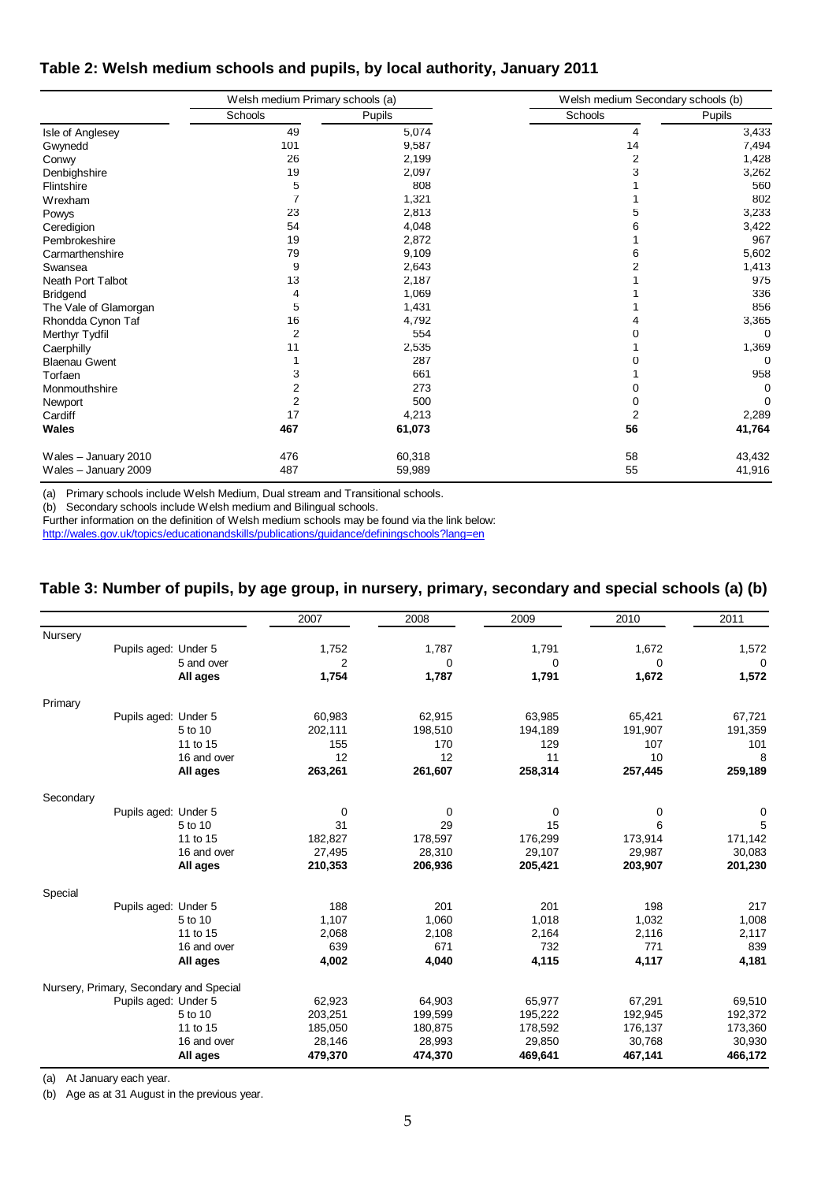## Table 2: Welsh medium schools and pupils, by local authority, January 2011

| | Welsh medium Primary schools (a) | | Welsh medium Secondary schools (b) | |
|---|---|---|---|---|
| | Schools | Pupils | Schools | Pupils |
| Isle of Anglesey | 49 | 5,074 | 4 | 3,433 |
| Gwynedd | 101 | 9,587 | 14 | 7,494 |
| Conwy | 26 | 2,199 | 2 | 1,428 |
| Denbighshire | 19 | 2,097 | 3 | 3,262 |
| Flintshire | 5 | 808 | 1 | 560 |
| Wrexham | 7 | 1,321 | 1 | 802 |
| Powys | 23 | 2,813 | 5 | 3,233 |
| Ceredigion | 54 | 4,048 | 6 | 3,422 |
| Pembrokeshire | 19 | 2,872 | 1 | 967 |
| Carmarthenshire | 79 | 9,109 | 6 | 5,602 |
| Swansea | 9 | 2,643 | 2 | 1,413 |
| Neath Port Talbot | 13 | 2,187 | 1 | 975 |
| Bridgend | 4 | 1,069 | 1 | 336 |
| The Vale of Glamorgan | 5 | 1,431 | 1 | 856 |
| Rhondda Cynon Taf | 16 | 4,792 | 4 | 3,365 |
| Merthyr Tydfil | 2 | 554 | 0 | 0 |
| Caerphilly | 11 | 2,535 | 1 | 1,369 |
| Blaenau Gwent | 1 | 287 | 0 | 0 |
| Torfaen | 3 | 661 | 1 | 958 |
| Monmouthshire | 2 | 273 | 0 | 0 |
| Newport | 2 | 500 | 0 | 0 |
| Cardiff | 17 | 4,213 | 2 | 2,289 |
| **Wales** | **467** | **61,073** | **56** | **41,764** |
| Wales – January 2010 | 476 | 60,318 | 58 | 43,432 |
| Wales – January 2009 | 487 | 59,989 | 55 | 41,916 |

(a) Primary schools include Welsh Medium, Dual stream and Transitional schools.
(b) Secondary schools include Welsh medium and Bilingual schools.
Further information on the definition of Welsh medium schools may be found via the link below:
http://wales.gov.uk/topics/educationandskills/publications/guidance/definingschools?lang=en

## Table 3: Number of pupils, by age group, in nursery, primary, secondary and special schools (a) (b)

| | | 2007 | 2008 | 2009 | 2010 | 2011 |
|---|---|---|---|---|---|---|
| Nursery | | | | | | |
| Pupils aged: | Under 5 | 1,752 | 1,787 | 1,791 | 1,672 | 1,572 |
| | 5 and over | 2 | 0 | 0 | 0 | 0 |
| | **All ages** | **1,754** | **1,787** | **1,791** | **1,672** | **1,572** |
| Primary | | | | | | |
| Pupils aged: | Under 5 | 60,983 | 62,915 | 63,985 | 65,421 | 67,721 |
| | 5 to 10 | 202,111 | 198,510 | 194,189 | 191,907 | 191,359 |
| | 11 to 15 | 155 | 170 | 129 | 107 | 101 |
| | 16 and over | 12 | 12 | 11 | 10 | 8 |
| | **All ages** | **263,261** | **261,607** | **258,314** | **257,445** | **259,189** |
| Secondary | | | | | | |
| Pupils aged: | Under 5 | 0 | 0 | 0 | 0 | 0 |
| | 5 to 10 | 31 | 29 | 15 | 6 | 5 |
| | 11 to 15 | 182,827 | 178,597 | 176,299 | 173,914 | 171,142 |
| | 16 and over | 27,495 | 28,310 | 29,107 | 29,987 | 30,083 |
| | **All ages** | **210,353** | **206,936** | **205,421** | **203,907** | **201,230** |
| Special | | | | | | |
| Pupils aged: | Under 5 | 188 | 201 | 201 | 198 | 217 |
| | 5 to 10 | 1,107 | 1,060 | 1,018 | 1,032 | 1,008 |
| | 11 to 15 | 2,068 | 2,108 | 2,164 | 2,116 | 2,117 |
| | 16 and over | 639 | 671 | 732 | 771 | 839 |
| | **All ages** | **4,002** | **4,040** | **4,115** | **4,117** | **4,181** |
| Nursery, Primary, Secondary and Special | | | | | | |
| Pupils aged: | Under 5 | 62,923 | 64,903 | 65,977 | 67,291 | 69,510 |
| | 5 to 10 | 203,251 | 199,599 | 195,222 | 192,945 | 192,372 |
| | 11 to 15 | 185,050 | 180,875 | 178,592 | 176,137 | 173,360 |
| | 16 and over | 28,146 | 28,993 | 29,850 | 30,768 | 30,930 |
| | **All ages** | **479,370** | **474,370** | **469,641** | **467,141** | **466,172** |

(a) At January each year.
(b) Age as at 31 August in the previous year.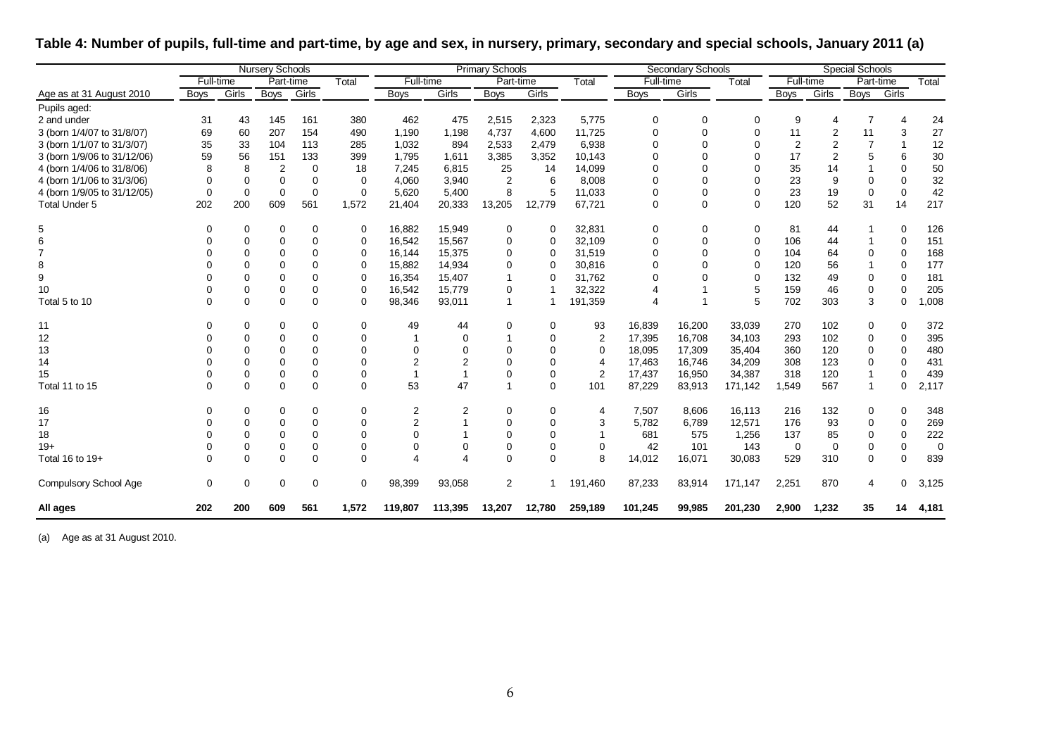## Table 4: Number of pupils, full-time and part-time, by age and sex, in nursery, primary, secondary and special schools, January 2011 (a)

| | Nursery Schools | | | | | Primary Schools | | | | | Secondary Schools | | | Special Schools | | | | |
|---|---|---|---|---|---|---|---|---|---|---|---|---|---|---|---|---|---|---|
| | Full-time | | Part-time | | Total | Full-time | | Part-time | | Total | Full-time | | Total | Full-time | | Part-time | | Total |
| Age as at 31 August 2010 | Boys | Girls | Boys | Girls | | Boys | Girls | Boys | Girls | | Boys | Girls | | Boys | Girls | Boys | Girls | |
| Pupils aged: | | | | | | | | | | | | | | | | | | |
| 2 and under | 31 | 43 | 145 | 161 | 380 | 462 | 475 | 2,515 | 2,323 | 5,775 | 0 | 0 | 0 | 9 | 4 | 7 | 4 | 24 |
| 3 (born 1/4/07 to 31/8/07) | 69 | 60 | 207 | 154 | 490 | 1,190 | 1,198 | 4,737 | 4,600 | 11,725 | 0 | 0 | 0 | 11 | 2 | 11 | 3 | 27 |
| 3 (born 1/1/07 to 31/3/07) | 35 | 33 | 104 | 113 | 285 | 1,032 | 894 | 2,533 | 2,479 | 6,938 | 0 | 0 | 0 | 2 | 2 | 7 | 1 | 12 |
| 3 (born 1/9/06 to 31/12/06) | 59 | 56 | 151 | 133 | 399 | 1,795 | 1,611 | 3,385 | 3,352 | 10,143 | 0 | 0 | 0 | 17 | 2 | 5 | 6 | 30 |
| 4 (born 1/4/06 to 31/8/06) | 8 | 8 | 2 | 0 | 18 | 7,245 | 6,815 | 25 | 14 | 14,099 | 0 | 0 | 0 | 35 | 14 | 1 | 0 | 50 |
| 4 (born 1/1/06 to 31/3/06) | 0 | 0 | 0 | 0 | 0 | 4,060 | 3,940 | 2 | 6 | 8,008 | 0 | 0 | 0 | 23 | 9 | 0 | 0 | 32 |
| 4 (born 1/9/05 to 31/12/05) | 0 | 0 | 0 | 0 | 0 | 5,620 | 5,400 | 8 | 5 | 11,033 | 0 | 0 | 0 | 23 | 19 | 0 | 0 | 42 |
| Total Under 5 | 202 | 200 | 609 | 561 | 1,572 | 21,404 | 20,333 | 13,205 | 12,779 | 67,721 | 0 | 0 | 0 | 120 | 52 | 31 | 14 | 217 |
| 5 | 0 | 0 | 0 | 0 | 0 | 16,882 | 15,949 | 0 | 0 | 32,831 | 0 | 0 | 0 | 81 | 44 | 1 | 0 | 126 |
| 6 | 0 | 0 | 0 | 0 | 0 | 16,542 | 15,567 | 0 | 0 | 32,109 | 0 | 0 | 0 | 106 | 44 | 1 | 0 | 151 |
| 7 | 0 | 0 | 0 | 0 | 0 | 16,144 | 15,375 | 0 | 0 | 31,519 | 0 | 0 | 0 | 104 | 64 | 0 | 0 | 168 |
| 8 | 0 | 0 | 0 | 0 | 0 | 15,882 | 14,934 | 0 | 0 | 30,816 | 0 | 0 | 0 | 120 | 56 | 1 | 0 | 177 |
| 9 | 0 | 0 | 0 | 0 | 0 | 16,354 | 15,407 | 1 | 0 | 31,762 | 0 | 0 | 0 | 132 | 49 | 0 | 0 | 181 |
| 10 | 0 | 0 | 0 | 0 | 0 | 16,542 | 15,779 | 0 | 1 | 32,322 | 4 | 1 | 5 | 159 | 46 | 0 | 0 | 205 |
| Total 5 to 10 | 0 | 0 | 0 | 0 | 0 | 98,346 | 93,011 | 1 | 1 | 191,359 | 4 | 1 | 5 | 702 | 303 | 3 | 0 | 1,008 |
| 11 | 0 | 0 | 0 | 0 | 0 | 49 | 44 | 0 | 0 | 93 | 16,839 | 16,200 | 33,039 | 270 | 102 | 0 | 0 | 372 |
| 12 | 0 | 0 | 0 | 0 | 0 | 1 | 0 | 1 | 0 | 2 | 17,395 | 16,708 | 34,103 | 293 | 102 | 0 | 0 | 395 |
| 13 | 0 | 0 | 0 | 0 | 0 | 0 | 0 | 0 | 0 | 0 | 18,095 | 17,309 | 35,404 | 360 | 120 | 0 | 0 | 480 |
| 14 | 0 | 0 | 0 | 0 | 0 | 2 | 2 | 0 | 0 | 4 | 17,463 | 16,746 | 34,209 | 308 | 123 | 0 | 0 | 431 |
| 15 | 0 | 0 | 0 | 0 | 0 | 1 | 1 | 0 | 0 | 2 | 17,437 | 16,950 | 34,387 | 318 | 120 | 1 | 0 | 439 |
| Total 11 to 15 | 0 | 0 | 0 | 0 | 0 | 53 | 47 | 1 | 0 | 101 | 87,229 | 83,913 | 171,142 | 1,549 | 567 | 1 | 0 | 2,117 |
| 16 | 0 | 0 | 0 | 0 | 0 | 2 | 2 | 0 | 0 | 4 | 7,507 | 8,606 | 16,113 | 216 | 132 | 0 | 0 | 348 |
| 17 | 0 | 0 | 0 | 0 | 0 | 2 | 1 | 0 | 0 | 3 | 5,782 | 6,789 | 12,571 | 176 | 93 | 0 | 0 | 269 |
| 18 | 0 | 0 | 0 | 0 | 0 | 0 | 1 | 0 | 0 | 1 | 681 | 575 | 1,256 | 137 | 85 | 0 | 0 | 222 |
| 19+ | 0 | 0 | 0 | 0 | 0 | 0 | 0 | 0 | 0 | 0 | 42 | 101 | 143 | 0 | 0 | 0 | 0 | 0 |
| Total 16 to 19+ | 0 | 0 | 0 | 0 | 0 | 4 | 4 | 0 | 0 | 8 | 14,012 | 16,071 | 30,083 | 529 | 310 | 0 | 0 | 839 |
| Compulsory School Age | 0 | 0 | 0 | 0 | 0 | 98,399 | 93,058 | 2 | 1 | 191,460 | 87,233 | 83,914 | 171,147 | 2,251 | 870 | 4 | 0 | 3,125 |
| **All ages** | **202** | **200** | **609** | **561** | **1,572** | **119,807** | **113,395** | **13,207** | **12,780** | **259,189** | **101,245** | **99,985** | **201,230** | **2,900** | **1,232** | **35** | **14** | **4,181** |

(a) Age as at 31 August 2010.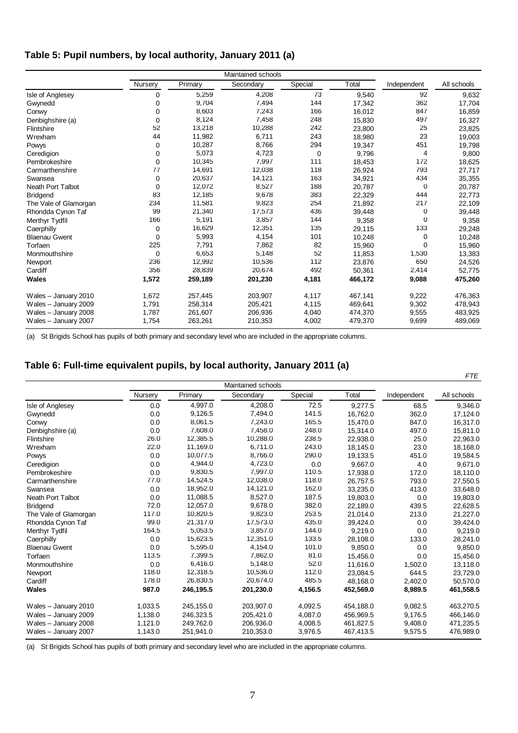## Table 5: Pupil numbers, by local authority, January 2011 (a)

| | Maintained schools | | | | | | |
|---|---|---|---|---|---|---|---|
| | Nursery | Primary | Secondary | Special | Total | Independent | All schools |
| Isle of Anglesey | 0 | 5,259 | 4,208 | 73 | 9,540 | 92 | 9,632 |
| Gwynedd | 0 | 9,704 | 7,494 | 144 | 17,342 | 362 | 17,704 |
| Conwy | 0 | 8,603 | 7,243 | 166 | 16,012 | 847 | 16,859 |
| Denbighshire (a) | 0 | 8,124 | 7,458 | 248 | 15,830 | 497 | 16,327 |
| Flintshire | 52 | 13,218 | 10,288 | 242 | 23,800 | 25 | 23,825 |
| Wrexham | 44 | 11,982 | 6,711 | 243 | 18,980 | 23 | 19,003 |
| Powys | 0 | 10,287 | 8,766 | 294 | 19,347 | 451 | 19,798 |
| Ceredigion | 0 | 5,073 | 4,723 | 0 | 9,796 | 4 | 9,800 |
| Pembrokeshire | 0 | 10,345 | 7,997 | 111 | 18,453 | 172 | 18,625 |
| Carmarthenshire | 77 | 14,691 | 12,038 | 118 | 26,924 | 793 | 27,717 |
| Swansea | 0 | 20,637 | 14,121 | 163 | 34,921 | 434 | 35,355 |
| Neath Port Talbot | 0 | 12,072 | 8,527 | 188 | 20,787 | 0 | 20,787 |
| Bridgend | 83 | 12,185 | 9,678 | 383 | 22,329 | 444 | 22,773 |
| The Vale of Glamorgan | 234 | 11,581 | 9,823 | 254 | 21,892 | 217 | 22,109 |
| Rhondda Cynon Taf | 99 | 21,340 | 17,573 | 436 | 39,448 | 0 | 39,448 |
| Merthyr Tydfil | 166 | 5,191 | 3,857 | 144 | 9,358 | 0 | 9,358 |
| Caerphilly | 0 | 16,629 | 12,351 | 135 | 29,115 | 133 | 29,248 |
| Blaenau Gwent | 0 | 5,993 | 4,154 | 101 | 10,248 | 0 | 10,248 |
| Torfaen | 225 | 7,791 | 7,862 | 82 | 15,960 | 0 | 15,960 |
| Monmouthshire | 0 | 6,653 | 5,148 | 52 | 11,853 | 1,530 | 13,383 |
| Newport | 236 | 12,992 | 10,536 | 112 | 23,876 | 650 | 24,526 |
| Cardiff | 356 | 28,839 | 20,674 | 492 | 50,361 | 2,414 | 52,775 |
| **Wales** | **1,572** | **259,189** | **201,230** | **4,181** | **466,172** | **9,088** | **475,260** |
| Wales – January 2010 | 1,672 | 257,445 | 203,907 | 4,117 | 467,141 | 9,222 | 476,363 |
| Wales – January 2009 | 1,791 | 258,314 | 205,421 | 4,115 | 469,641 | 9,302 | 478,943 |
| Wales – January 2008 | 1,787 | 261,607 | 206,936 | 4,040 | 474,370 | 9,555 | 483,925 |
| Wales – January 2007 | 1,754 | 263,261 | 210,353 | 4,002 | 479,370 | 9,699 | 489,069 |

(a) St Brigids School has pupils of both primary and secondary level who are included in the appropriate columns.

## Table 6: Full-time equivalent pupils, by local authority, January 2011 (a)

*FTE*

| | Maintained schools | | | | | | |
|---|---|---|---|---|---|---|---|
| | Nursery | Primary | Secondary | Special | Total | Independent | All schools |
| Isle of Anglesey | 0.0 | 4,997.0 | 4,208.0 | 72.5 | 9,277.5 | 68.5 | 9,346.0 |
| Gwynedd | 0.0 | 9,126.5 | 7,494.0 | 141.5 | 16,762.0 | 362.0 | 17,124.0 |
| Conwy | 0.0 | 8,061.5 | 7,243.0 | 165.5 | 15,470.0 | 847.0 | 16,317.0 |
| Denbighshire (a) | 0.0 | 7,608.0 | 7,458.0 | 248.0 | 15,314.0 | 497.0 | 15,811.0 |
| Flintshire | 26.0 | 12,385.5 | 10,288.0 | 238.5 | 22,938.0 | 25.0 | 22,963.0 |
| Wrexham | 22.0 | 11,169.0 | 6,711.0 | 243.0 | 18,145.0 | 23.0 | 18,168.0 |
| Powys | 0.0 | 10,077.5 | 8,766.0 | 290.0 | 19,133.5 | 451.0 | 19,584.5 |
| Ceredigion | 0.0 | 4,944.0 | 4,723.0 | 0.0 | 9,667.0 | 4.0 | 9,671.0 |
| Pembrokeshire | 0.0 | 9,830.5 | 7,997.0 | 110.5 | 17,938.0 | 172.0 | 18,110.0 |
| Carmarthenshire | 77.0 | 14,524.5 | 12,038.0 | 118.0 | 26,757.5 | 793.0 | 27,550.5 |
| Swansea | 0.0 | 18,952.0 | 14,121.0 | 162.0 | 33,235.0 | 413.0 | 33,648.0 |
| Neath Port Talbot | 0.0 | 11,088.5 | 8,527.0 | 187.5 | 19,803.0 | 0.0 | 19,803.0 |
| Bridgend | 72.0 | 12,057.0 | 9,678.0 | 382.0 | 22,189.0 | 439.5 | 22,628.5 |
| The Vale of Glamorgan | 117.0 | 10,820.5 | 9,823.0 | 253.5 | 21,014.0 | 213.0 | 21,227.0 |
| Rhondda Cynon Taf | 99.0 | 21,317.0 | 17,573.0 | 435.0 | 39,424.0 | 0.0 | 39,424.0 |
| Merthyr Tydfil | 164.5 | 5,053.5 | 3,857.0 | 144.0 | 9,219.0 | 0.0 | 9,219.0 |
| Caerphilly | 0.0 | 15,623.5 | 12,351.0 | 133.5 | 28,108.0 | 133.0 | 28,241.0 |
| Blaenau Gwent | 0.0 | 5,595.0 | 4,154.0 | 101.0 | 9,850.0 | 0.0 | 9,850.0 |
| Torfaen | 113.5 | 7,399.5 | 7,862.0 | 81.0 | 15,456.0 | 0.0 | 15,456.0 |
| Monmouthshire | 0.0 | 6,416.0 | 5,148.0 | 52.0 | 11,616.0 | 1,502.0 | 13,118.0 |
| Newport | 118.0 | 12,318.5 | 10,536.0 | 112.0 | 23,084.5 | 644.5 | 23,729.0 |
| Cardiff | 178.0 | 26,830.5 | 20,674.0 | 485.5 | 48,168.0 | 2,402.0 | 50,570.0 |
| **Wales** | **987.0** | **246,195.5** | **201,230.0** | **4,156.5** | **452,569.0** | **8,989.5** | **461,558.5** |
| Wales – January 2010 | 1,033.5 | 245,155.0 | 203,907.0 | 4,092.5 | 454,188.0 | 9,082.5 | 463,270.5 |
| Wales – January 2009 | 1,138.0 | 246,323.5 | 205,421.0 | 4,087.0 | 456,969.5 | 9,176.5 | 466,146.0 |
| Wales – January 2008 | 1,121.0 | 249,762.0 | 206,936.0 | 4,008.5 | 461,827.5 | 9,408.0 | 471,235.5 |
| Wales – January 2007 | 1,143.0 | 251,941.0 | 210,353.0 | 3,976.5 | 467,413.5 | 9,575.5 | 476,989.0 |

(a) St Brigids School has pupils of both primary and secondary level who are included in the appropriate columns.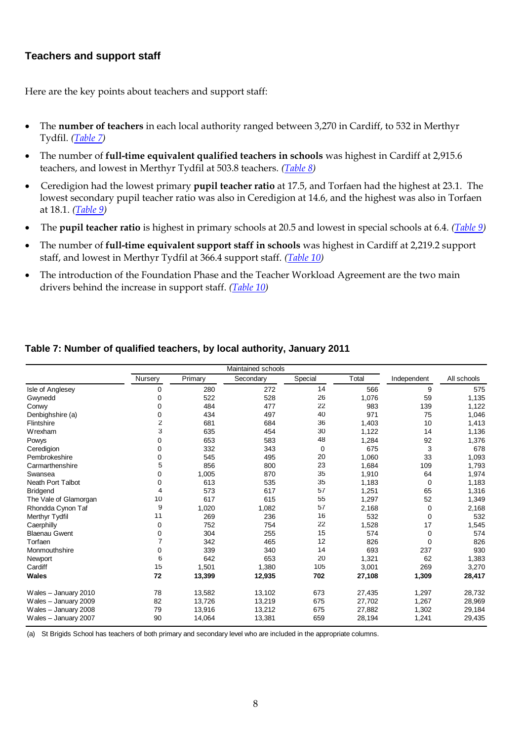## Teachers and support staff

Here are the key points about teachers and support staff:

- The **number of teachers** in each local authority ranged between 3,270 in Cardiff, to 532 in Merthyr Tydfil. *(Table 7)*
- The number of **full-time equivalent qualified teachers in schools** was highest in Cardiff at 2,915.6 teachers, and lowest in Merthyr Tydfil at 503.8 teachers. *(Table 8)*
- Ceredigion had the lowest primary **pupil teacher ratio** at 17.5, and Torfaen had the highest at 23.1. The lowest secondary pupil teacher ratio was also in Ceredigion at 14.6, and the highest was also in Torfaen at 18.1. *(Table 9)*
- The **pupil teacher ratio** is highest in primary schools at 20.5 and lowest in special schools at 6.4. *(Table 9)*
- The number of **full-time equivalent support staff in schools** was highest in Cardiff at 2,219.2 support staff, and lowest in Merthyr Tydfil at 366.4 support staff. *(Table 10)*
- The introduction of the Foundation Phase and the Teacher Workload Agreement are the two main drivers behind the increase in support staff. *(Table 10)*

### Table 7: Number of qualified teachers, by local authority, January 2011

| | Maintained schools | | | | | | |
|---|---|---|---|---|---|---|---|
| | Nursery | Primary | Secondary | Special | Total | Independent | All schools |
| Isle of Anglesey | 0 | 280 | 272 | 14 | 566 | 9 | 575 |
| Gwynedd | 0 | 522 | 528 | 26 | 1,076 | 59 | 1,135 |
| Conwy | 0 | 484 | 477 | 22 | 983 | 139 | 1,122 |
| Denbighshire (a) | 0 | 434 | 497 | 40 | 971 | 75 | 1,046 |
| Flintshire | 2 | 681 | 684 | 36 | 1,403 | 10 | 1,413 |
| Wrexham | 3 | 635 | 454 | 30 | 1,122 | 14 | 1,136 |
| Powys | 0 | 653 | 583 | 48 | 1,284 | 92 | 1,376 |
| Ceredigion | 0 | 332 | 343 | 0 | 675 | 3 | 678 |
| Pembrokeshire | 0 | 545 | 495 | 20 | 1,060 | 33 | 1,093 |
| Carmarthenshire | 5 | 856 | 800 | 23 | 1,684 | 109 | 1,793 |
| Swansea | 0 | 1,005 | 870 | 35 | 1,910 | 64 | 1,974 |
| Neath Port Talbot | 0 | 613 | 535 | 35 | 1,183 | 0 | 1,183 |
| Bridgend | 4 | 573 | 617 | 57 | 1,251 | 65 | 1,316 |
| The Vale of Glamorgan | 10 | 617 | 615 | 55 | 1,297 | 52 | 1,349 |
| Rhondda Cynon Taf | 9 | 1,020 | 1,082 | 57 | 2,168 | 0 | 2,168 |
| Merthyr Tydfil | 11 | 269 | 236 | 16 | 532 | 0 | 532 |
| Caerphilly | 0 | 752 | 754 | 22 | 1,528 | 17 | 1,545 |
| Blaenau Gwent | 0 | 304 | 255 | 15 | 574 | 0 | 574 |
| Torfaen | 7 | 342 | 465 | 12 | 826 | 0 | 826 |
| Monmouthshire | 0 | 339 | 340 | 14 | 693 | 237 | 930 |
| Newport | 6 | 642 | 653 | 20 | 1,321 | 62 | 1,383 |
| Cardiff | 15 | 1,501 | 1,380 | 105 | 3,001 | 269 | 3,270 |
| **Wales** | **72** | **13,399** | **12,935** | **702** | **27,108** | **1,309** | **28,417** |
| Wales – January 2010 | 78 | 13,582 | 13,102 | 673 | 27,435 | 1,297 | 28,732 |
| Wales – January 2009 | 82 | 13,726 | 13,219 | 675 | 27,702 | 1,267 | 28,969 |
| Wales – January 2008 | 79 | 13,916 | 13,212 | 675 | 27,882 | 1,302 | 29,184 |
| Wales – January 2007 | 90 | 14,064 | 13,381 | 659 | 28,194 | 1,241 | 29,435 |

(a) St Brigids School has teachers of both primary and secondary level who are included in the appropriate columns.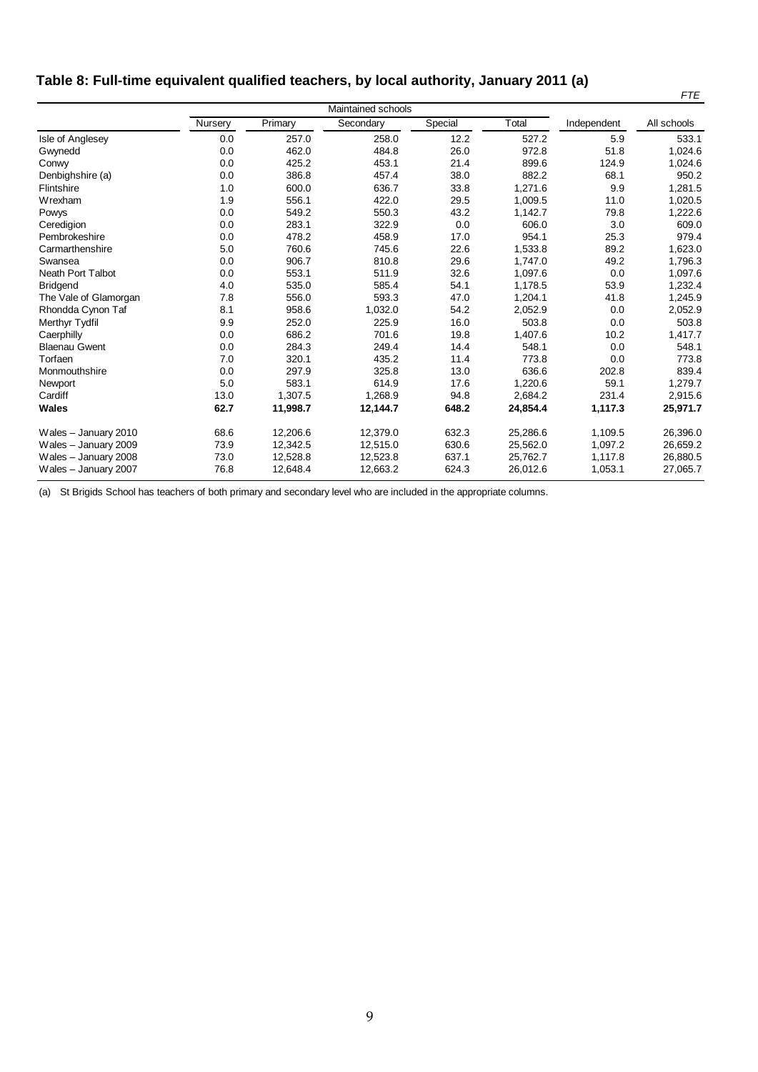## Table 8: Full-time equivalent qualified teachers, by local authority, January 2011 (a)

*FTE*

| | Maintained schools | | | | | | |
|---|---|---|---|---|---|---|---|
| | Nursery | Primary | Secondary | Special | Total | Independent | All schools |
| Isle of Anglesey | 0.0 | 257.0 | 258.0 | 12.2 | 527.2 | 5.9 | 533.1 |
| Gwynedd | 0.0 | 462.0 | 484.8 | 26.0 | 972.8 | 51.8 | 1,024.6 |
| Conwy | 0.0 | 425.2 | 453.1 | 21.4 | 899.6 | 124.9 | 1,024.6 |
| Denbighshire (a) | 0.0 | 386.8 | 457.4 | 38.0 | 882.2 | 68.1 | 950.2 |
| Flintshire | 1.0 | 600.0 | 636.7 | 33.8 | 1,271.6 | 9.9 | 1,281.5 |
| Wrexham | 1.9 | 556.1 | 422.0 | 29.5 | 1,009.5 | 11.0 | 1,020.5 |
| Powys | 0.0 | 549.2 | 550.3 | 43.2 | 1,142.7 | 79.8 | 1,222.6 |
| Ceredigion | 0.0 | 283.1 | 322.9 | 0.0 | 606.0 | 3.0 | 609.0 |
| Pembrokeshire | 0.0 | 478.2 | 458.9 | 17.0 | 954.1 | 25.3 | 979.4 |
| Carmarthenshire | 5.0 | 760.6 | 745.6 | 22.6 | 1,533.8 | 89.2 | 1,623.0 |
| Swansea | 0.0 | 906.7 | 810.8 | 29.6 | 1,747.0 | 49.2 | 1,796.3 |
| Neath Port Talbot | 0.0 | 553.1 | 511.9 | 32.6 | 1,097.6 | 0.0 | 1,097.6 |
| Bridgend | 4.0 | 535.0 | 585.4 | 54.1 | 1,178.5 | 53.9 | 1,232.4 |
| The Vale of Glamorgan | 7.8 | 556.0 | 593.3 | 47.0 | 1,204.1 | 41.8 | 1,245.9 |
| Rhondda Cynon Taf | 8.1 | 958.6 | 1,032.0 | 54.2 | 2,052.9 | 0.0 | 2,052.9 |
| Merthyr Tydfil | 9.9 | 252.0 | 225.9 | 16.0 | 503.8 | 0.0 | 503.8 |
| Caerphilly | 0.0 | 686.2 | 701.6 | 19.8 | 1,407.6 | 10.2 | 1,417.7 |
| Blaenau Gwent | 0.0 | 284.3 | 249.4 | 14.4 | 548.1 | 0.0 | 548.1 |
| Torfaen | 7.0 | 320.1 | 435.2 | 11.4 | 773.8 | 0.0 | 773.8 |
| Monmouthshire | 0.0 | 297.9 | 325.8 | 13.0 | 636.6 | 202.8 | 839.4 |
| Newport | 5.0 | 583.1 | 614.9 | 17.6 | 1,220.6 | 59.1 | 1,279.7 |
| Cardiff | 13.0 | 1,307.5 | 1,268.9 | 94.8 | 2,684.2 | 231.4 | 2,915.6 |
| **Wales** | **62.7** | **11,998.7** | **12,144.7** | **648.2** | **24,854.4** | **1,117.3** | **25,971.7** |
| Wales – January 2010 | 68.6 | 12,206.6 | 12,379.0 | 632.3 | 25,286.6 | 1,109.5 | 26,396.0 |
| Wales – January 2009 | 73.9 | 12,342.5 | 12,515.0 | 630.6 | 25,562.0 | 1,097.2 | 26,659.2 |
| Wales – January 2008 | 73.0 | 12,528.8 | 12,523.8 | 637.1 | 25,762.7 | 1,117.8 | 26,880.5 |
| Wales – January 2007 | 76.8 | 12,648.4 | 12,663.2 | 624.3 | 26,012.6 | 1,053.1 | 27,065.7 |

(a) St Brigids School has teachers of both primary and secondary level who are included in the appropriate columns.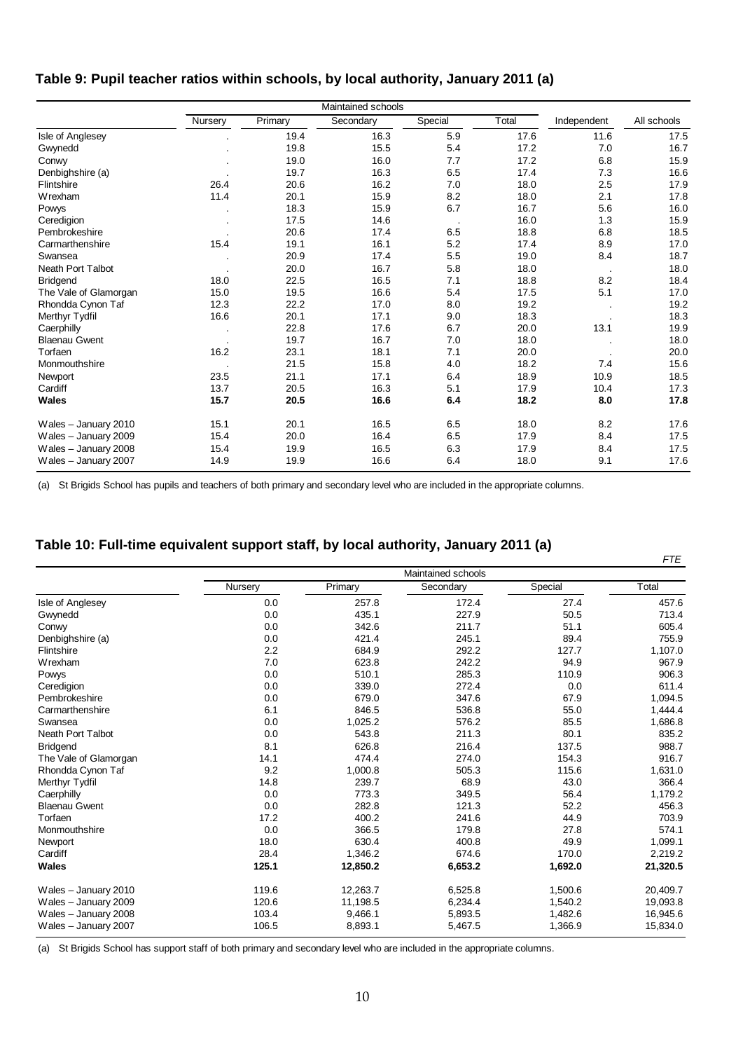## Table 9: Pupil teacher ratios within schools, by local authority, January 2011 (a)

| | Maintained schools | | | | | | |
|---|---|---|---|---|---|---|---|
| | Nursery | Primary | Secondary | Special | Total | Independent | All schools |
| Isle of Anglesey | . | 19.4 | 16.3 | 5.9 | 17.6 | 11.6 | 17.5 |
| Gwynedd | . | 19.8 | 15.5 | 5.4 | 17.2 | 7.0 | 16.7 |
| Conwy | . | 19.0 | 16.0 | 7.7 | 17.2 | 6.8 | 15.9 |
| Denbighshire (a) | . | 19.7 | 16.3 | 6.5 | 17.4 | 7.3 | 16.6 |
| Flintshire | 26.4 | 20.6 | 16.2 | 7.0 | 18.0 | 2.5 | 17.9 |
| Wrexham | 11.4 | 20.1 | 15.9 | 8.2 | 18.0 | 2.1 | 17.8 |
| Powys | . | 18.3 | 15.9 | 6.7 | 16.7 | 5.6 | 16.0 |
| Ceredigion | . | 17.5 | 14.6 | . | 16.0 | 1.3 | 15.9 |
| Pembrokeshire | . | 20.6 | 17.4 | 6.5 | 18.8 | 6.8 | 18.5 |
| Carmarthenshire | 15.4 | 19.1 | 16.1 | 5.2 | 17.4 | 8.9 | 17.0 |
| Swansea | . | 20.9 | 17.4 | 5.5 | 19.0 | 8.4 | 18.7 |
| Neath Port Talbot | . | 20.0 | 16.7 | 5.8 | 18.0 | . | 18.0 |
| Bridgend | 18.0 | 22.5 | 16.5 | 7.1 | 18.8 | 8.2 | 18.4 |
| The Vale of Glamorgan | 15.0 | 19.5 | 16.6 | 5.4 | 17.5 | 5.1 | 17.0 |
| Rhondda Cynon Taf | 12.3 | 22.2 | 17.0 | 8.0 | 19.2 | . | 19.2 |
| Merthyr Tydfil | 16.6 | 20.1 | 17.1 | 9.0 | 18.3 | . | 18.3 |
| Caerphilly | . | 22.8 | 17.6 | 6.7 | 20.0 | 13.1 | 19.9 |
| Blaenau Gwent | . | 19.7 | 16.7 | 7.0 | 18.0 | . | 18.0 |
| Torfaen | 16.2 | 23.1 | 18.1 | 7.1 | 20.0 | . | 20.0 |
| Monmouthshire | . | 21.5 | 15.8 | 4.0 | 18.2 | 7.4 | 15.6 |
| Newport | 23.5 | 21.1 | 17.1 | 6.4 | 18.9 | 10.9 | 18.5 |
| Cardiff | 13.7 | 20.5 | 16.3 | 5.1 | 17.9 | 10.4 | 17.3 |
| **Wales** | **15.7** | **20.5** | **16.6** | **6.4** | **18.2** | **8.0** | **17.8** |
| Wales – January 2010 | 15.1 | 20.1 | 16.5 | 6.5 | 18.0 | 8.2 | 17.6 |
| Wales – January 2009 | 15.4 | 20.0 | 16.4 | 6.5 | 17.9 | 8.4 | 17.5 |
| Wales – January 2008 | 15.4 | 19.9 | 16.5 | 6.3 | 17.9 | 8.4 | 17.5 |
| Wales – January 2007 | 14.9 | 19.9 | 16.6 | 6.4 | 18.0 | 9.1 | 17.6 |

(a) St Brigids School has pupils and teachers of both primary and secondary level who are included in the appropriate columns.

## Table 10: Full-time equivalent support staff, by local authority, January 2011 (a)

*FTE*

| | Maintained schools | | | | |
|---|---|---|---|---|---|
| | Nursery | Primary | Secondary | Special | Total |
| Isle of Anglesey | 0.0 | 257.8 | 172.4 | 27.4 | 457.6 |
| Gwynedd | 0.0 | 435.1 | 227.9 | 50.5 | 713.4 |
| Conwy | 0.0 | 342.6 | 211.7 | 51.1 | 605.4 |
| Denbighshire (a) | 0.0 | 421.4 | 245.1 | 89.4 | 755.9 |
| Flintshire | 2.2 | 684.9 | 292.2 | 127.7 | 1,107.0 |
| Wrexham | 7.0 | 623.8 | 242.2 | 94.9 | 967.9 |
| Powys | 0.0 | 510.1 | 285.3 | 110.9 | 906.3 |
| Ceredigion | 0.0 | 339.0 | 272.4 | 0.0 | 611.4 |
| Pembrokeshire | 0.0 | 679.0 | 347.6 | 67.9 | 1,094.5 |
| Carmarthenshire | 6.1 | 846.5 | 536.8 | 55.0 | 1,444.4 |
| Swansea | 0.0 | 1,025.2 | 576.2 | 85.5 | 1,686.8 |
| Neath Port Talbot | 0.0 | 543.8 | 211.3 | 80.1 | 835.2 |
| Bridgend | 8.1 | 626.8 | 216.4 | 137.5 | 988.7 |
| The Vale of Glamorgan | 14.1 | 474.4 | 274.0 | 154.3 | 916.7 |
| Rhondda Cynon Taf | 9.2 | 1,000.8 | 505.3 | 115.6 | 1,631.0 |
| Merthyr Tydfil | 14.8 | 239.7 | 68.9 | 43.0 | 366.4 |
| Caerphilly | 0.0 | 773.3 | 349.5 | 56.4 | 1,179.2 |
| Blaenau Gwent | 0.0 | 282.8 | 121.3 | 52.2 | 456.3 |
| Torfaen | 17.2 | 400.2 | 241.6 | 44.9 | 703.9 |
| Monmouthshire | 0.0 | 366.5 | 179.8 | 27.8 | 574.1 |
| Newport | 18.0 | 630.4 | 400.8 | 49.9 | 1,099.1 |
| Cardiff | 28.4 | 1,346.2 | 674.6 | 170.0 | 2,219.2 |
| **Wales** | **125.1** | **12,850.2** | **6,653.2** | **1,692.0** | **21,320.5** |
| Wales – January 2010 | 119.6 | 12,263.7 | 6,525.8 | 1,500.6 | 20,409.7 |
| Wales – January 2009 | 120.6 | 11,198.5 | 6,234.4 | 1,540.2 | 19,093.8 |
| Wales – January 2008 | 103.4 | 9,466.1 | 5,893.5 | 1,482.6 | 16,945.6 |
| Wales – January 2007 | 106.5 | 8,893.1 | 5,467.5 | 1,366.9 | 15,834.0 |

(a) St Brigids School has support staff of both primary and secondary level who are included in the appropriate columns.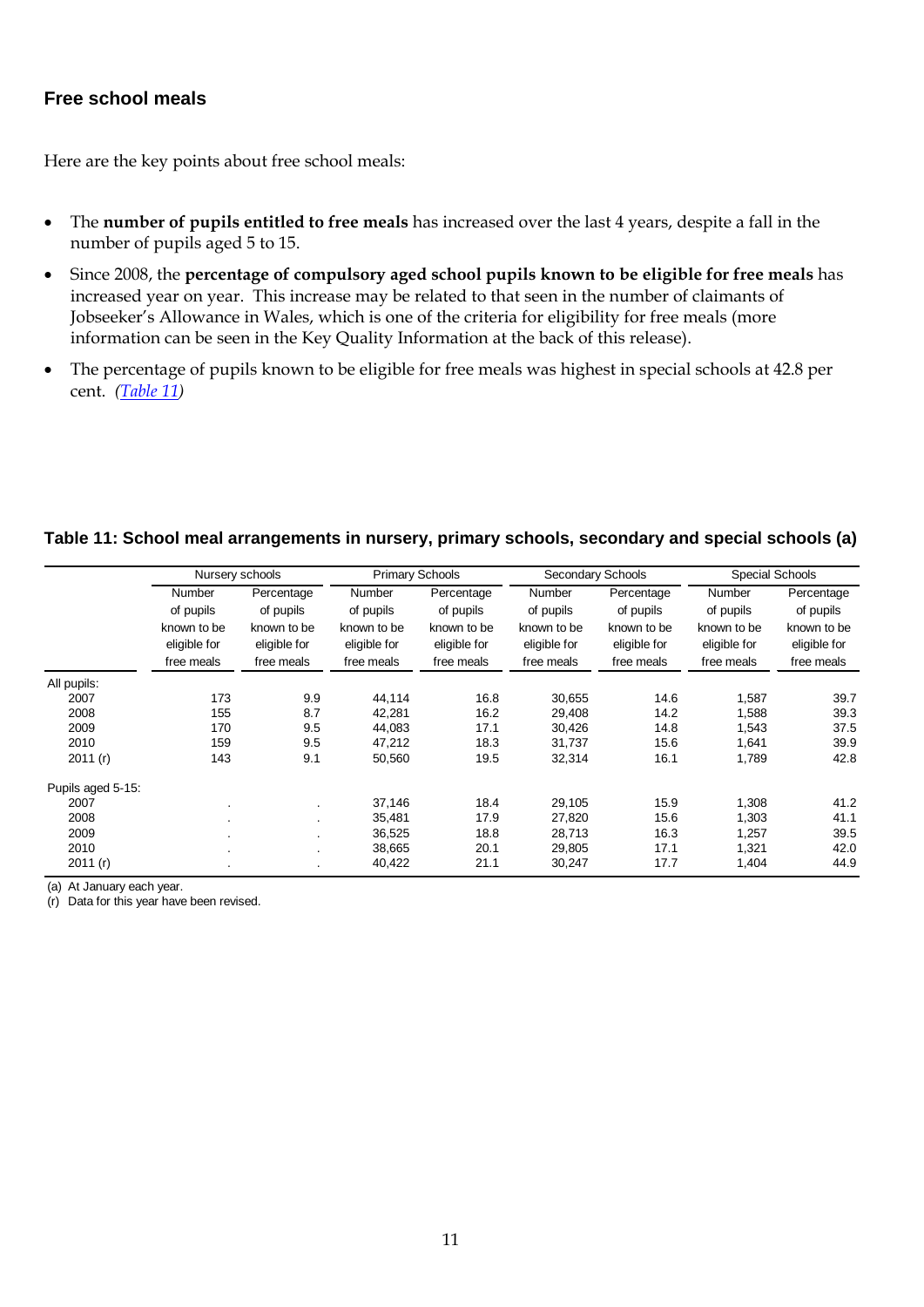## Free school meals

Here are the key points about free school meals:

- The **number of pupils entitled to free meals** has increased over the last 4 years, despite a fall in the number of pupils aged 5 to 15.
- Since 2008, the **percentage of compulsory aged school pupils known to be eligible for free meals** has increased year on year. This increase may be related to that seen in the number of claimants of Jobseeker's Allowance in Wales, which is one of the criteria for eligibility for free meals (more information can be seen in the Key Quality Information at the back of this release).
- The percentage of pupils known to be eligible for free meals was highest in special schools at 42.8 per cent. *(Table 11)*

### Table 11: School meal arrangements in nursery, primary schools, secondary and special schools (a)

| | Nursery schools | | Primary Schools | | Secondary Schools | | Special Schools | |
|---|---|---|---|---|---|---|---|---|
| | Number of pupils known to be eligible for free meals | Percentage of pupils known to be eligible for free meals | Number of pupils known to be eligible for free meals | Percentage of pupils known to be eligible for free meals | Number of pupils known to be eligible for free meals | Percentage of pupils known to be eligible for free meals | Number of pupils known to be eligible for free meals | Percentage of pupils known to be eligible for free meals |
| All pupils: | | | | | | | | |
| 2007 | 173 | 9.9 | 44,114 | 16.8 | 30,655 | 14.6 | 1,587 | 39.7 |
| 2008 | 155 | 8.7 | 42,281 | 16.2 | 29,408 | 14.2 | 1,588 | 39.3 |
| 2009 | 170 | 9.5 | 44,083 | 17.1 | 30,426 | 14.8 | 1,543 | 37.5 |
| 2010 | 159 | 9.5 | 47,212 | 18.3 | 31,737 | 15.6 | 1,641 | 39.9 |
| 2011 (r) | 143 | 9.1 | 50,560 | 19.5 | 32,314 | 16.1 | 1,789 | 42.8 |
| Pupils aged 5-15: | | | | | | | | |
| 2007 | . | . | 37,146 | 18.4 | 29,105 | 15.9 | 1,308 | 41.2 |
| 2008 | . | . | 35,481 | 17.9 | 27,820 | 15.6 | 1,303 | 41.1 |
| 2009 | . | . | 36,525 | 18.8 | 28,713 | 16.3 | 1,257 | 39.5 |
| 2010 | . | . | 38,665 | 20.1 | 29,805 | 17.1 | 1,321 | 42.0 |
| 2011 (r) | . | . | 40,422 | 21.1 | 30,247 | 17.7 | 1,404 | 44.9 |

(a) At January each year.
(r) Data for this year have been revised.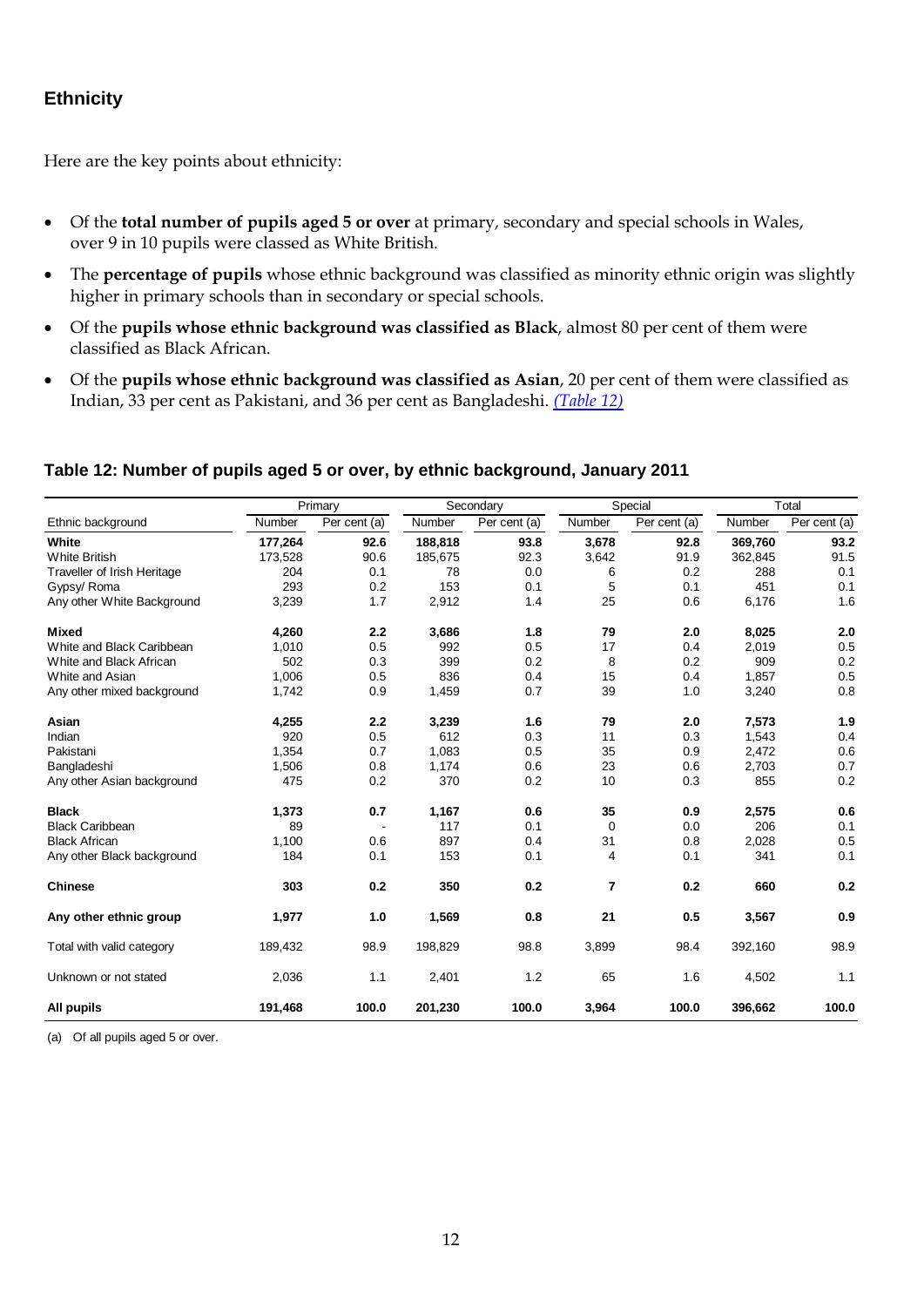## Ethnicity

Here are the key points about ethnicity:

- Of the **total number of pupils aged 5 or over** at primary, secondary and special schools in Wales, over 9 in 10 pupils were classed as White British.
- The **percentage of pupils** whose ethnic background was classified as minority ethnic origin was slightly higher in primary schools than in secondary or special schools.
- Of the **pupils whose ethnic background was classified as Black**, almost 80 per cent of them were classified as Black African.
- Of the **pupils whose ethnic background was classified as Asian**, 20 per cent of them were classified as Indian, 33 per cent as Pakistani, and 36 per cent as Bangladeshi. *(Table 12)*

### Table 12: Number of pupils aged 5 or over, by ethnic background, January 2011

| | Primary | | Secondary | | Special | | Total | |
|---|---|---|---|---|---|---|---|---|
| Ethnic background | Number | Per cent (a) | Number | Per cent (a) | Number | Per cent (a) | Number | Per cent (a) |
| **White** | **177,264** | **92.6** | **188,818** | **93.8** | **3,678** | **92.8** | **369,760** | **93.2** |
| White British | 173,528 | 90.6 | 185,675 | 92.3 | 3,642 | 91.9 | 362,845 | 91.5 |
| Traveller of Irish Heritage | 204 | 0.1 | 78 | 0.0 | 6 | 0.2 | 288 | 0.1 |
| Gypsy/ Roma | 293 | 0.2 | 153 | 0.1 | 5 | 0.1 | 451 | 0.1 |
| Any other White Background | 3,239 | 1.7 | 2,912 | 1.4 | 25 | 0.6 | 6,176 | 1.6 |
| **Mixed** | **4,260** | **2.2** | **3,686** | **1.8** | **79** | **2.0** | **8,025** | **2.0** |
| White and Black Caribbean | 1,010 | 0.5 | 992 | 0.5 | 17 | 0.4 | 2,019 | 0.5 |
| White and Black African | 502 | 0.3 | 399 | 0.2 | 8 | 0.2 | 909 | 0.2 |
| White and Asian | 1,006 | 0.5 | 836 | 0.4 | 15 | 0.4 | 1,857 | 0.5 |
| Any other mixed background | 1,742 | 0.9 | 1,459 | 0.7 | 39 | 1.0 | 3,240 | 0.8 |
| **Asian** | **4,255** | **2.2** | **3,239** | **1.6** | **79** | **2.0** | **7,573** | **1.9** |
| Indian | 920 | 0.5 | 612 | 0.3 | 11 | 0.3 | 1,543 | 0.4 |
| Pakistani | 1,354 | 0.7 | 1,083 | 0.5 | 35 | 0.9 | 2,472 | 0.6 |
| Bangladeshi | 1,506 | 0.8 | 1,174 | 0.6 | 23 | 0.6 | 2,703 | 0.7 |
| Any other Asian background | 475 | 0.2 | 370 | 0.2 | 10 | 0.3 | 855 | 0.2 |
| **Black** | **1,373** | **0.7** | **1,167** | **0.6** | **35** | **0.9** | **2,575** | **0.6** |
| Black Caribbean | 89 | - | 117 | 0.1 | 0 | 0.0 | 206 | 0.1 |
| Black African | 1,100 | 0.6 | 897 | 0.4 | 31 | 0.8 | 2,028 | 0.5 |
| Any other Black background | 184 | 0.1 | 153 | 0.1 | 4 | 0.1 | 341 | 0.1 |
| **Chinese** | **303** | **0.2** | **350** | **0.2** | **7** | **0.2** | **660** | **0.2** |
| **Any other ethnic group** | **1,977** | **1.0** | **1,569** | **0.8** | **21** | **0.5** | **3,567** | **0.9** |
| Total with valid category | 189,432 | 98.9 | 198,829 | 98.8 | 3,899 | 98.4 | 392,160 | 98.9 |
| Unknown or not stated | 2,036 | 1.1 | 2,401 | 1.2 | 65 | 1.6 | 4,502 | 1.1 |
| **All pupils** | **191,468** | **100.0** | **201,230** | **100.0** | **3,964** | **100.0** | **396,662** | **100.0** |

(a) Of all pupils aged 5 or over.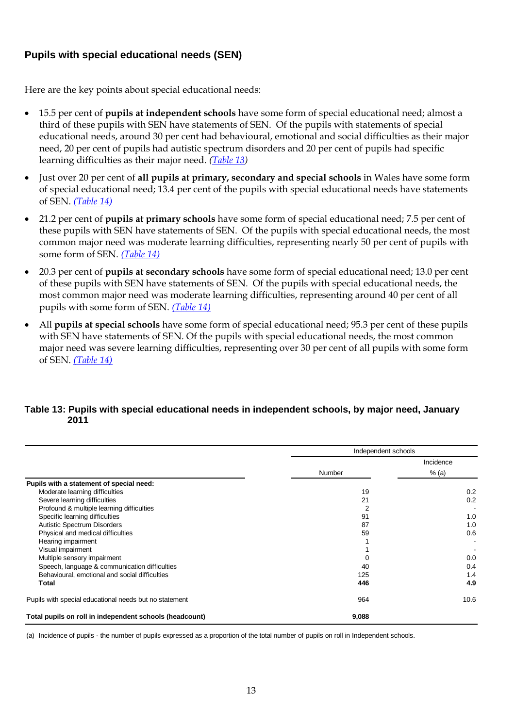## Pupils with special educational needs (SEN)

Here are the key points about special educational needs:

- 15.5 per cent of **pupils at independent schools** have some form of special educational need; almost a third of these pupils with SEN have statements of SEN. Of the pupils with statements of special educational needs, around 30 per cent had behavioural, emotional and social difficulties as their major need, 20 per cent of pupils had autistic spectrum disorders and 20 per cent of pupils had specific learning difficulties as their major need. *(Table 13)*
- Just over 20 per cent of **all pupils at primary, secondary and special schools** in Wales have some form of special educational need; 13.4 per cent of the pupils with special educational needs have statements of SEN. *(Table 14)*
- 21.2 per cent of **pupils at primary schools** have some form of special educational need; 7.5 per cent of these pupils with SEN have statements of SEN. Of the pupils with special educational needs, the most common major need was moderate learning difficulties, representing nearly 50 per cent of pupils with some form of SEN. *(Table 14)*
- 20.3 per cent of **pupils at secondary schools** have some form of special educational need; 13.0 per cent of these pupils with SEN have statements of SEN. Of the pupils with special educational needs, the most common major need was moderate learning difficulties, representing around 40 per cent of all pupils with some form of SEN. *(Table 14)*
- All **pupils at special schools** have some form of special educational need; 95.3 per cent of these pupils with SEN have statements of SEN. Of the pupils with special educational needs, the most common major need was severe learning difficulties, representing over 30 per cent of all pupils with some form of SEN. *(Table 14)*

### Table 13: Pupils with special educational needs in independent schools, by major need, January 2011

| | Independent schools | |
|---|---|---|
| | Number | Incidence % (a) |
| **Pupils with a statement of special need:** | | |
| Moderate learning difficulties | 19 | 0.2 |
| Severe learning difficulties | 21 | 0.2 |
| Profound & multiple learning difficulties | 2 | - |
| Specific learning difficulties | 91 | 1.0 |
| Autistic Spectrum Disorders | 87 | 1.0 |
| Physical and medical difficulties | 59 | 0.6 |
| Hearing impairment | 1 | - |
| Visual impairment | 1 | - |
| Multiple sensory impairment | 0 | 0.0 |
| Speech, language & communication difficulties | 40 | 0.4 |
| Behavioural, emotional and social difficulties | 125 | 1.4 |
| **Total** | **446** | **4.9** |
| Pupils with special educational needs but no statement | 964 | 10.6 |
| **Total pupils on roll in independent schools (headcount)** | **9,088** | |

(a) Incidence of pupils - the number of pupils expressed as a proportion of the total number of pupils on roll in Independent schools.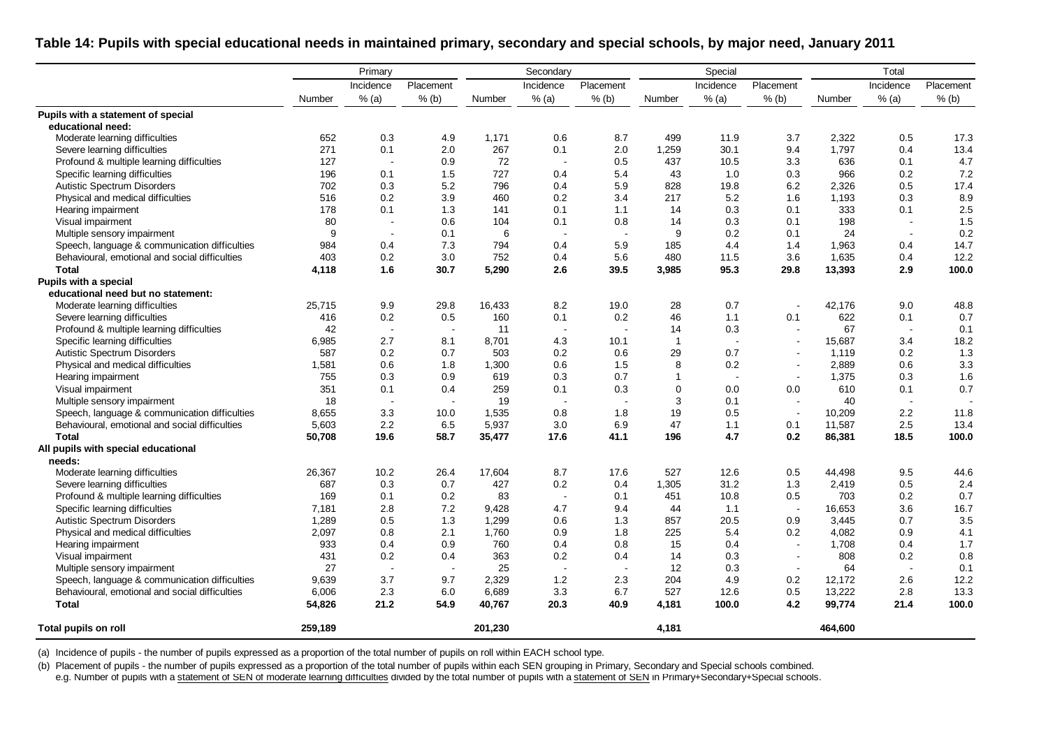**Table 14: Pupils with special educational needs in maintained primary, secondary and special schools, by major need, January 2011**

| | Primary | | | Secondary | | | Special | | | Total | | |
|---|---|---|---|---|---|---|---|---|---|---|---|---|
| | Number | Incidence % (a) | Placement % (b) | Number | Incidence % (a) | Placement % (b) | Number | Incidence % (a) | Placement % (b) | Number | Incidence % (a) | Placement % (b) |
| **Pupils with a statement of special educational need:** | | | | | | | | | | | | |
| Moderate learning difficulties | 652 | 0.3 | 4.9 | 1,171 | 0.6 | 8.7 | 499 | 11.9 | 3.7 | 2,322 | 0.5 | 17.3 |
| Severe learning difficulties | 271 | 0.1 | 2.0 | 267 | 0.1 | 2.0 | 1,259 | 30.1 | 9.4 | 1,797 | 0.4 | 13.4 |
| Profound & multiple learning difficulties | 127 | - | 0.9 | 72 | - | 0.5 | 437 | 10.5 | 3.3 | 636 | 0.1 | 4.7 |
| Specific learning difficulties | 196 | 0.1 | 1.5 | 727 | 0.4 | 5.4 | 43 | 1.0 | 0.3 | 966 | 0.2 | 7.2 |
| Autistic Spectrum Disorders | 702 | 0.3 | 5.2 | 796 | 0.4 | 5.9 | 828 | 19.8 | 6.2 | 2,326 | 0.5 | 17.4 |
| Physical and medical difficulties | 516 | 0.2 | 3.9 | 460 | 0.2 | 3.4 | 217 | 5.2 | 1.6 | 1,193 | 0.3 | 8.9 |
| Hearing impairment | 178 | 0.1 | 1.3 | 141 | 0.1 | 1.1 | 14 | 0.3 | 0.1 | 333 | 0.1 | 2.5 |
| Visual impairment | 80 | - | 0.6 | 104 | 0.1 | 0.8 | 14 | 0.3 | 0.1 | 198 | - | 1.5 |
| Multiple sensory impairment | 9 | - | 0.1 | 6 | - | - | 9 | 0.2 | 0.1 | 24 | - | 0.2 |
| Speech, language & communication difficulties | 984 | 0.4 | 7.3 | 794 | 0.4 | 5.9 | 185 | 4.4 | 1.4 | 1,963 | 0.4 | 14.7 |
| Behavioural, emotional and social difficulties | 403 | 0.2 | 3.0 | 752 | 0.4 | 5.6 | 480 | 11.5 | 3.6 | 1,635 | 0.4 | 12.2 |
| **Total** | **4,118** | **1.6** | **30.7** | **5,290** | **2.6** | **39.5** | **3,985** | **95.3** | **29.8** | **13,393** | **2.9** | **100.0** |
| **Pupils with a special educational need but no statement:** | | | | | | | | | | | | |
| Moderate learning difficulties | 25,715 | 9.9 | 29.8 | 16,433 | 8.2 | 19.0 | 28 | 0.7 | - | 42,176 | 9.0 | 48.8 |
| Severe learning difficulties | 416 | 0.2 | 0.5 | 160 | 0.1 | 0.2 | 46 | 1.1 | 0.1 | 622 | 0.1 | 0.7 |
| Profound & multiple learning difficulties | 42 | - | - | 11 | - | - | 14 | 0.3 | - | 67 | - | 0.1 |
| Specific learning difficulties | 6,985 | 2.7 | 8.1 | 8,701 | 4.3 | 10.1 | 1 | - | - | 15,687 | 3.4 | 18.2 |
| Autistic Spectrum Disorders | 587 | 0.2 | 0.7 | 503 | 0.2 | 0.6 | 29 | 0.7 | - | 1,119 | 0.2 | 1.3 |
| Physical and medical difficulties | 1,581 | 0.6 | 1.8 | 1,300 | 0.6 | 1.5 | 8 | 0.2 | - | 2,889 | 0.6 | 3.3 |
| Hearing impairment | 755 | 0.3 | 0.9 | 619 | 0.3 | 0.7 | 1 | - | - | 1,375 | 0.3 | 1.6 |
| Visual impairment | 351 | 0.1 | 0.4 | 259 | 0.1 | 0.3 | 0 | 0.0 | 0.0 | 610 | 0.1 | 0.7 |
| Multiple sensory impairment | 18 | - | - | 19 | - | - | 3 | 0.1 | - | 40 | - | - |
| Speech, language & communication difficulties | 8,655 | 3.3 | 10.0 | 1,535 | 0.8 | 1.8 | 19 | 0.5 | - | 10,209 | 2.2 | 11.8 |
| Behavioural, emotional and social difficulties | 5,603 | 2.2 | 6.5 | 5,937 | 3.0 | 6.9 | 47 | 1.1 | 0.1 | 11,587 | 2.5 | 13.4 |
| **Total** | **50,708** | **19.6** | **58.7** | **35,477** | **17.6** | **41.1** | **196** | **4.7** | **0.2** | **86,381** | **18.5** | **100.0** |
| **All pupils with special educational needs:** | | | | | | | | | | | | |
| Moderate learning difficulties | 26,367 | 10.2 | 26.4 | 17,604 | 8.7 | 17.6 | 527 | 12.6 | 0.5 | 44,498 | 9.5 | 44.6 |
| Severe learning difficulties | 687 | 0.3 | 0.7 | 427 | 0.2 | 0.4 | 1,305 | 31.2 | 1.3 | 2,419 | 0.5 | 2.4 |
| Profound & multiple learning difficulties | 169 | 0.1 | 0.2 | 83 | - | 0.1 | 451 | 10.8 | 0.5 | 703 | 0.2 | 0.7 |
| Specific learning difficulties | 7,181 | 2.8 | 7.2 | 9,428 | 4.7 | 9.4 | 44 | 1.1 | - | 16,653 | 3.6 | 16.7 |
| Autistic Spectrum Disorders | 1,289 | 0.5 | 1.3 | 1,299 | 0.6 | 1.3 | 857 | 20.5 | 0.9 | 3,445 | 0.7 | 3.5 |
| Physical and medical difficulties | 2,097 | 0.8 | 2.1 | 1,760 | 0.9 | 1.8 | 225 | 5.4 | 0.2 | 4,082 | 0.9 | 4.1 |
| Hearing impairment | 933 | 0.4 | 0.9 | 760 | 0.4 | 0.8 | 15 | 0.4 | - | 1,708 | 0.4 | 1.7 |
| Visual impairment | 431 | 0.2 | 0.4 | 363 | 0.2 | 0.4 | 14 | 0.3 | - | 808 | 0.2 | 0.8 |
| Multiple sensory impairment | 27 | - | - | 25 | - | - | 12 | 0.3 | - | 64 | - | 0.1 |
| Speech, language & communication difficulties | 9,639 | 3.7 | 9.7 | 2,329 | 1.2 | 2.3 | 204 | 4.9 | 0.2 | 12,172 | 2.6 | 12.2 |
| Behavioural, emotional and social difficulties | 6,006 | 2.3 | 6.0 | 6,689 | 3.3 | 6.7 | 527 | 12.6 | 0.5 | 13,222 | 2.8 | 13.3 |
| **Total** | **54,826** | **21.2** | **54.9** | **40,767** | **20.3** | **40.9** | **4,181** | **100.0** | **4.2** | **99,774** | **21.4** | **100.0** |
| **Total pupils on roll** | **259,189** | | | **201,230** | | | **4,181** | | | **464,600** | | |

(a) Incidence of pupils - the number of pupils expressed as a proportion of the total number of pupils on roll within EACH school type.

(b) Placement of pupils - the number of pupils expressed as a proportion of the total number of pupils within each SEN grouping in Primary, Secondary and Special schools combined.
e.g. Number of pupils with a statement of SEN of moderate learning difficulties divided by the total number of pupils with a statement of SEN in Primary+Secondary+Special schools.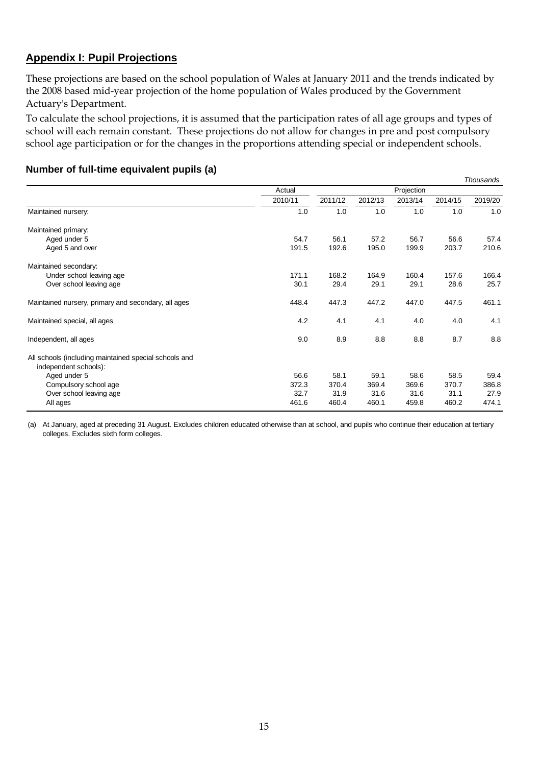## Appendix I: Pupil Projections

These projections are based on the school population of Wales at January 2011 and the trends indicated by the 2008 based mid-year projection of the home population of Wales produced by the Government Actuary's Department.

To calculate the school projections, it is assumed that the participation rates of all age groups and types of school will each remain constant. These projections do not allow for changes in pre and post compulsory school age participation or for the changes in the proportions attending special or independent schools.

### Number of full-time equivalent pupils (a)

*Thousands*

| | Actual | Projection | | | | |
|---|---|---|---|---|---|---|
| | 2010/11 | 2011/12 | 2012/13 | 2013/14 | 2014/15 | 2019/20 |
| Maintained nursery: | 1.0 | 1.0 | 1.0 | 1.0 | 1.0 | 1.0 |
| Maintained primary: | | | | | | |
| Aged under 5 | 54.7 | 56.1 | 57.2 | 56.7 | 56.6 | 57.4 |
| Aged 5 and over | 191.5 | 192.6 | 195.0 | 199.9 | 203.7 | 210.6 |
| Maintained secondary: | | | | | | |
| Under school leaving age | 171.1 | 168.2 | 164.9 | 160.4 | 157.6 | 166.4 |
| Over school leaving age | 30.1 | 29.4 | 29.1 | 29.1 | 28.6 | 25.7 |
| Maintained nursery, primary and secondary, all ages | 448.4 | 447.3 | 447.2 | 447.0 | 447.5 | 461.1 |
| Maintained special, all ages | 4.2 | 4.1 | 4.1 | 4.0 | 4.0 | 4.1 |
| Independent, all ages | 9.0 | 8.9 | 8.8 | 8.8 | 8.7 | 8.8 |
| All schools (including maintained special schools and independent schools): | | | | | | |
| Aged under 5 | 56.6 | 58.1 | 59.1 | 58.6 | 58.5 | 59.4 |
| Compulsory school age | 372.3 | 370.4 | 369.4 | 369.6 | 370.7 | 386.8 |
| Over school leaving age | 32.7 | 31.9 | 31.6 | 31.6 | 31.1 | 27.9 |
| All ages | 461.6 | 460.4 | 460.1 | 459.8 | 460.2 | 474.1 |

(a) At January, aged at preceding 31 August. Excludes children educated otherwise than at school, and pupils who continue their education at tertiary colleges. Excludes sixth form colleges.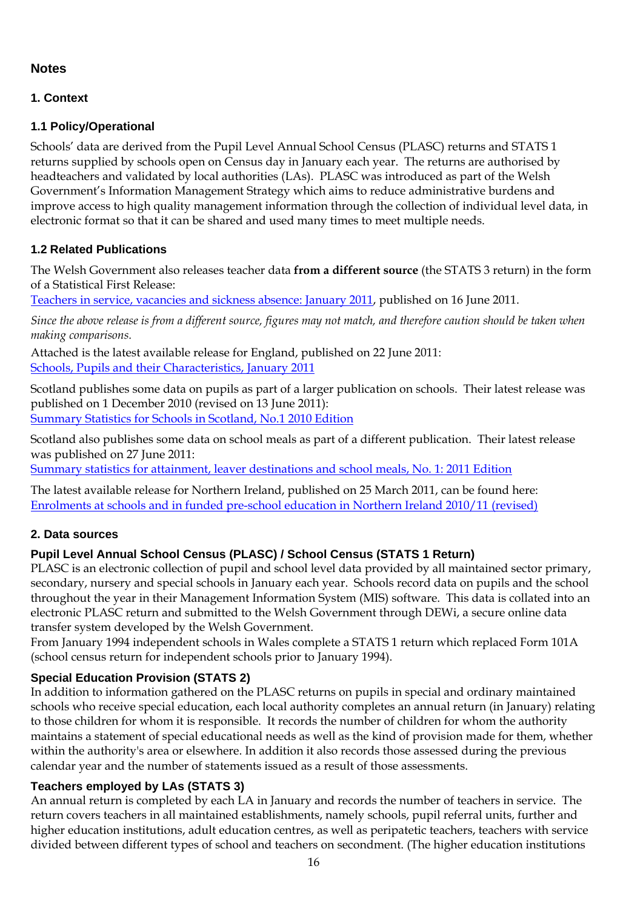## Notes

### 1. Context

#### 1.1 Policy/Operational

Schools' data are derived from the Pupil Level Annual School Census (PLASC) returns and STATS 1 returns supplied by schools open on Census day in January each year. The returns are authorised by headteachers and validated by local authorities (LAs). PLASC was introduced as part of the Welsh Government's Information Management Strategy which aims to reduce administrative burdens and improve access to high quality management information through the collection of individual level data, in electronic format so that it can be shared and used many times to meet multiple needs.

#### 1.2 Related Publications

The Welsh Government also releases teacher data **from a different source** (the STATS 3 return) in the form of a Statistical First Release:
Teachers in service, vacancies and sickness absence: January 2011, published on 16 June 2011.

*Since the above release is from a different source, figures may not match, and therefore caution should be taken when making comparisons.*

Attached is the latest available release for England, published on 22 June 2011:
Schools, Pupils and their Characteristics, January 2011

Scotland publishes some data on pupils as part of a larger publication on schools. Their latest release was published on 1 December 2010 (revised on 13 June 2011):
Summary Statistics for Schools in Scotland, No.1 2010 Edition

Scotland also publishes some data on school meals as part of a different publication. Their latest release was published on 27 June 2011:
Summary statistics for attainment, leaver destinations and school meals, No. 1: 2011 Edition

The latest available release for Northern Ireland, published on 25 March 2011, can be found here:
Enrolments at schools and in funded pre-school education in Northern Ireland 2010/11 (revised)

### 2. Data sources

**Pupil Level Annual School Census (PLASC) / School Census (STATS 1 Return)**
PLASC is an electronic collection of pupil and school level data provided by all maintained sector primary, secondary, nursery and special schools in January each year. Schools record data on pupils and the school throughout the year in their Management Information System (MIS) software. This data is collated into an electronic PLASC return and submitted to the Welsh Government through DEWi, a secure online data transfer system developed by the Welsh Government.
From January 1994 independent schools in Wales complete a STATS 1 return which replaced Form 101A (school census return for independent schools prior to January 1994).

**Special Education Provision (STATS 2)**
In addition to information gathered on the PLASC returns on pupils in special and ordinary maintained schools who receive special education, each local authority completes an annual return (in January) relating to those children for whom it is responsible. It records the number of children for whom the authority maintains a statement of special educational needs as well as the kind of provision made for them, whether within the authority's area or elsewhere. In addition it also records those assessed during the previous calendar year and the number of statements issued as a result of those assessments.

**Teachers employed by LAs (STATS 3)**
An annual return is completed by each LA in January and records the number of teachers in service. The return covers teachers in all maintained establishments, namely schools, pupil referral units, further and higher education institutions, adult education centres, as well as peripatetic teachers, teachers with service divided between different types of school and teachers on secondment. (The higher education institutions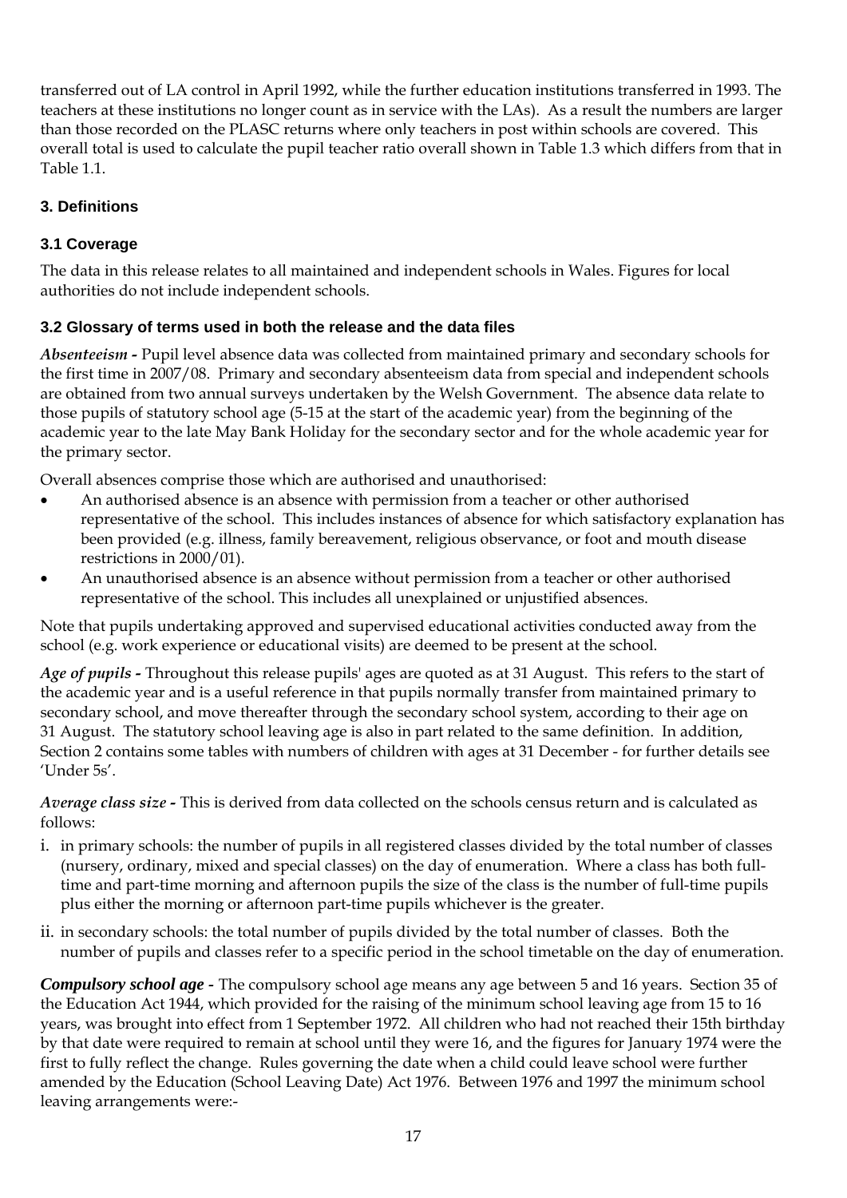transferred out of LA control in April 1992, while the further education institutions transferred in 1993. The teachers at these institutions no longer count as in service with the LAs). As a result the numbers are larger than those recorded on the PLASC returns where only teachers in post within schools are covered. This overall total is used to calculate the pupil teacher ratio overall shown in Table 1.3 which differs from that in Table 1.1.

## 3. Definitions

### 3.1 Coverage

The data in this release relates to all maintained and independent schools in Wales. Figures for local authorities do not include independent schools.

### 3.2 Glossary of terms used in both the release and the data files

***Absenteeism -*** Pupil level absence data was collected from maintained primary and secondary schools for the first time in 2007/08. Primary and secondary absenteeism data from special and independent schools are obtained from two annual surveys undertaken by the Welsh Government. The absence data relate to those pupils of statutory school age (5-15 at the start of the academic year) from the beginning of the academic year to the late May Bank Holiday for the secondary sector and for the whole academic year for the primary sector.

Overall absences comprise those which are authorised and unauthorised:

- An authorised absence is an absence with permission from a teacher or other authorised representative of the school. This includes instances of absence for which satisfactory explanation has been provided (e.g. illness, family bereavement, religious observance, or foot and mouth disease restrictions in 2000/01).
- An unauthorised absence is an absence without permission from a teacher or other authorised representative of the school. This includes all unexplained or unjustified absences.

Note that pupils undertaking approved and supervised educational activities conducted away from the school (e.g. work experience or educational visits) are deemed to be present at the school.

***Age of pupils -*** Throughout this release pupils' ages are quoted as at 31 August. This refers to the start of the academic year and is a useful reference in that pupils normally transfer from maintained primary to secondary school, and move thereafter through the secondary school system, according to their age on 31 August. The statutory school leaving age is also in part related to the same definition. In addition, Section 2 contains some tables with numbers of children with ages at 31 December - for further details see 'Under 5s'.

***Average class size -*** This is derived from data collected on the schools census return and is calculated as follows:

i. in primary schools: the number of pupils in all registered classes divided by the total number of classes (nursery, ordinary, mixed and special classes) on the day of enumeration. Where a class has both full-time and part-time morning and afternoon pupils the size of the class is the number of full-time pupils plus either the morning or afternoon part-time pupils whichever is the greater.
ii. in secondary schools: the total number of pupils divided by the total number of classes. Both the number of pupils and classes refer to a specific period in the school timetable on the day of enumeration.

***Compulsory school age -*** The compulsory school age means any age between 5 and 16 years. Section 35 of the Education Act 1944, which provided for the raising of the minimum school leaving age from 15 to 16 years, was brought into effect from 1 September 1972. All children who had not reached their 15th birthday by that date were required to remain at school until they were 16, and the figures for January 1974 were the first to fully reflect the change. Rules governing the date when a child could leave school were further amended by the Education (School Leaving Date) Act 1976. Between 1976 and 1997 the minimum school leaving arrangements were:-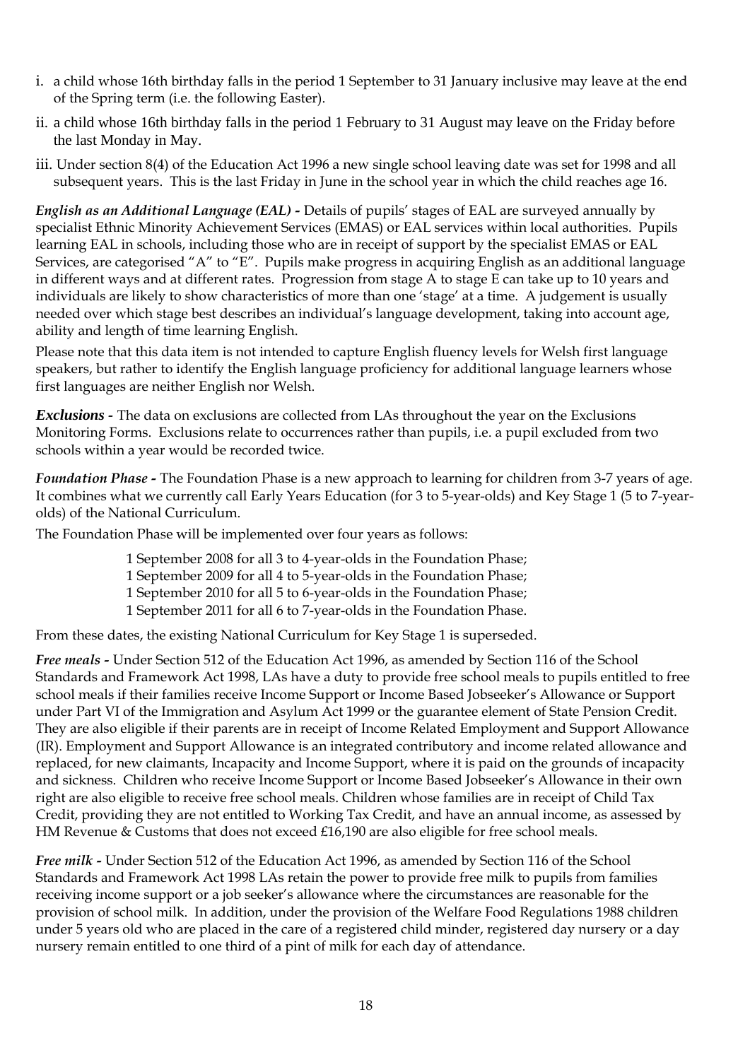i. a child whose 16th birthday falls in the period 1 September to 31 January inclusive may leave at the end of the Spring term (i.e. the following Easter).

ii. a child whose 16th birthday falls in the period 1 February to 31 August may leave on the Friday before the last Monday in May.

iii. Under section 8(4) of the Education Act 1996 a new single school leaving date was set for 1998 and all subsequent years. This is the last Friday in June in the school year in which the child reaches age 16.

***English as an Additional Language (EAL) -*** Details of pupils' stages of EAL are surveyed annually by specialist Ethnic Minority Achievement Services (EMAS) or EAL services within local authorities. Pupils learning EAL in schools, including those who are in receipt of support by the specialist EMAS or EAL Services, are categorised "A" to "E". Pupils make progress in acquiring English as an additional language in different ways and at different rates. Progression from stage A to stage E can take up to 10 years and individuals are likely to show characteristics of more than one 'stage' at a time. A judgement is usually needed over which stage best describes an individual's language development, taking into account age, ability and length of time learning English.

Please note that this data item is not intended to capture English fluency levels for Welsh first language speakers, but rather to identify the English language proficiency for additional language learners whose first languages are neither English nor Welsh.

***Exclusions -*** The data on exclusions are collected from LAs throughout the year on the Exclusions Monitoring Forms. Exclusions relate to occurrences rather than pupils, i.e. a pupil excluded from two schools within a year would be recorded twice.

***Foundation Phase -*** The Foundation Phase is a new approach to learning for children from 3-7 years of age. It combines what we currently call Early Years Education (for 3 to 5-year-olds) and Key Stage 1 (5 to 7-year-olds) of the National Curriculum.

The Foundation Phase will be implemented over four years as follows:

1 September 2008 for all 3 to 4-year-olds in the Foundation Phase;
1 September 2009 for all 4 to 5-year-olds in the Foundation Phase;
1 September 2010 for all 5 to 6-year-olds in the Foundation Phase;
1 September 2011 for all 6 to 7-year-olds in the Foundation Phase.

From these dates, the existing National Curriculum for Key Stage 1 is superseded.

***Free meals -*** Under Section 512 of the Education Act 1996, as amended by Section 116 of the School Standards and Framework Act 1998, LAs have a duty to provide free school meals to pupils entitled to free school meals if their families receive Income Support or Income Based Jobseeker's Allowance or Support under Part VI of the Immigration and Asylum Act 1999 or the guarantee element of State Pension Credit. They are also eligible if their parents are in receipt of Income Related Employment and Support Allowance (IR). Employment and Support Allowance is an integrated contributory and income related allowance and replaced, for new claimants, Incapacity and Income Support, where it is paid on the grounds of incapacity and sickness. Children who receive Income Support or Income Based Jobseeker's Allowance in their own right are also eligible to receive free school meals. Children whose families are in receipt of Child Tax Credit, providing they are not entitled to Working Tax Credit, and have an annual income, as assessed by HM Revenue & Customs that does not exceed £16,190 are also eligible for free school meals.

***Free milk -*** Under Section 512 of the Education Act 1996, as amended by Section 116 of the School Standards and Framework Act 1998 LAs retain the power to provide free milk to pupils from families receiving income support or a job seeker's allowance where the circumstances are reasonable for the provision of school milk. In addition, under the provision of the Welfare Food Regulations 1988 children under 5 years old who are placed in the care of a registered child minder, registered day nursery or a day nursery remain entitled to one third of a pint of milk for each day of attendance.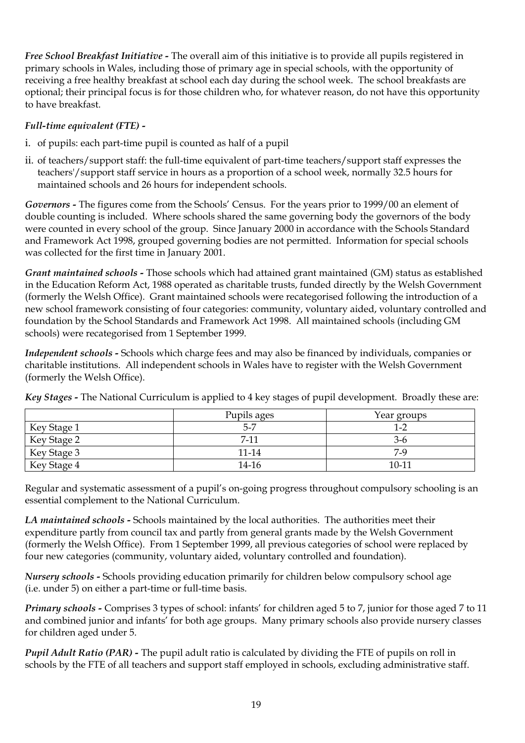***Free School Breakfast Initiative -*** The overall aim of this initiative is to provide all pupils registered in primary schools in Wales, including those of primary age in special schools, with the opportunity of receiving a free healthy breakfast at school each day during the school week. The school breakfasts are optional; their principal focus is for those children who, for whatever reason, do not have this opportunity to have breakfast.

***Full-time equivalent (FTE) -***

i. of pupils: each part-time pupil is counted as half of a pupil
ii. of teachers/support staff: the full-time equivalent of part-time teachers/support staff expresses the teachers'/support staff service in hours as a proportion of a school week, normally 32.5 hours for maintained schools and 26 hours for independent schools.

***Governors -*** The figures come from the Schools' Census. For the years prior to 1999/00 an element of double counting is included. Where schools shared the same governing body the governors of the body were counted in every school of the group. Since January 2000 in accordance with the Schools Standard and Framework Act 1998, grouped governing bodies are not permitted. Information for special schools was collected for the first time in January 2001.

***Grant maintained schools -*** Those schools which had attained grant maintained (GM) status as established in the Education Reform Act, 1988 operated as charitable trusts, funded directly by the Welsh Government (formerly the Welsh Office). Grant maintained schools were recategorised following the introduction of a new school framework consisting of four categories: community, voluntary aided, voluntary controlled and foundation by the School Standards and Framework Act 1998. All maintained schools (including GM schools) were recategorised from 1 September 1999.

***Independent schools -*** Schools which charge fees and may also be financed by individuals, companies or charitable institutions. All independent schools in Wales have to register with the Welsh Government (formerly the Welsh Office).

***Key Stages -*** The National Curriculum is applied to 4 key stages of pupil development. Broadly these are:

| | Pupils ages | Year groups |
|---|---|---|
| Key Stage 1 | 5-7 | 1-2 |
| Key Stage 2 | 7-11 | 3-6 |
| Key Stage 3 | 11-14 | 7-9 |
| Key Stage 4 | 14-16 | 10-11 |

Regular and systematic assessment of a pupil's on-going progress throughout compulsory schooling is an essential complement to the National Curriculum.

***LA maintained schools -*** Schools maintained by the local authorities. The authorities meet their expenditure partly from council tax and partly from general grants made by the Welsh Government (formerly the Welsh Office). From 1 September 1999, all previous categories of school were replaced by four new categories (community, voluntary aided, voluntary controlled and foundation).

***Nursery schools -*** Schools providing education primarily for children below compulsory school age (i.e. under 5) on either a part-time or full-time basis.

***Primary schools -*** Comprises 3 types of school: infants' for children aged 5 to 7, junior for those aged 7 to 11 and combined junior and infants' for both age groups. Many primary schools also provide nursery classes for children aged under 5.

***Pupil Adult Ratio (PAR) -*** The pupil adult ratio is calculated by dividing the FTE of pupils on roll in schools by the FTE of all teachers and support staff employed in schools, excluding administrative staff.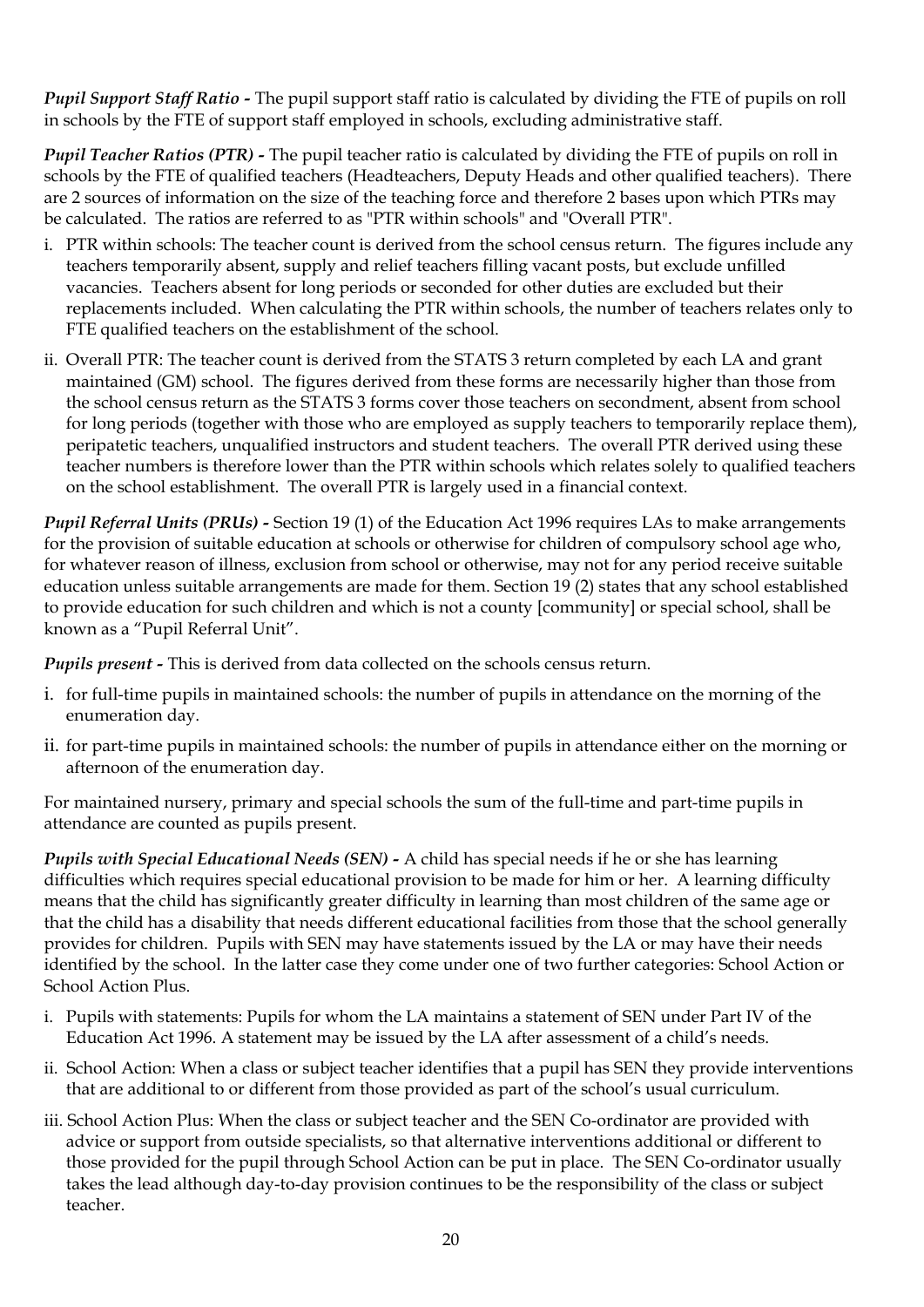***Pupil Support Staff Ratio -*** The pupil support staff ratio is calculated by dividing the FTE of pupils on roll in schools by the FTE of support staff employed in schools, excluding administrative staff.

***Pupil Teacher Ratios (PTR) -*** The pupil teacher ratio is calculated by dividing the FTE of pupils on roll in schools by the FTE of qualified teachers (Headteachers, Deputy Heads and other qualified teachers). There are 2 sources of information on the size of the teaching force and therefore 2 bases upon which PTRs may be calculated. The ratios are referred to as "PTR within schools" and "Overall PTR".

i. PTR within schools: The teacher count is derived from the school census return. The figures include any teachers temporarily absent, supply and relief teachers filling vacant posts, but exclude unfilled vacancies. Teachers absent for long periods or seconded for other duties are excluded but their replacements included. When calculating the PTR within schools, the number of teachers relates only to FTE qualified teachers on the establishment of the school.

ii. Overall PTR: The teacher count is derived from the STATS 3 return completed by each LA and grant maintained (GM) school. The figures derived from these forms are necessarily higher than those from the school census return as the STATS 3 forms cover those teachers on secondment, absent from school for long periods (together with those who are employed as supply teachers to temporarily replace them), peripatetic teachers, unqualified instructors and student teachers. The overall PTR derived using these teacher numbers is therefore lower than the PTR within schools which relates solely to qualified teachers on the school establishment. The overall PTR is largely used in a financial context.

***Pupil Referral Units (PRUs) -*** Section 19 (1) of the Education Act 1996 requires LAs to make arrangements for the provision of suitable education at schools or otherwise for children of compulsory school age who, for whatever reason of illness, exclusion from school or otherwise, may not for any period receive suitable education unless suitable arrangements are made for them. Section 19 (2) states that any school established to provide education for such children and which is not a county [community] or special school, shall be known as a "Pupil Referral Unit".

***Pupils present -*** This is derived from data collected on the schools census return.

i. for full-time pupils in maintained schools: the number of pupils in attendance on the morning of the enumeration day.

ii. for part-time pupils in maintained schools: the number of pupils in attendance either on the morning or afternoon of the enumeration day.

For maintained nursery, primary and special schools the sum of the full-time and part-time pupils in attendance are counted as pupils present.

***Pupils with Special Educational Needs (SEN) -*** A child has special needs if he or she has learning difficulties which requires special educational provision to be made for him or her. A learning difficulty means that the child has significantly greater difficulty in learning than most children of the same age or that the child has a disability that needs different educational facilities from those that the school generally provides for children. Pupils with SEN may have statements issued by the LA or may have their needs identified by the school. In the latter case they come under one of two further categories: School Action or School Action Plus.

i. Pupils with statements: Pupils for whom the LA maintains a statement of SEN under Part IV of the Education Act 1996. A statement may be issued by the LA after assessment of a child's needs.

ii. School Action: When a class or subject teacher identifies that a pupil has SEN they provide interventions that are additional to or different from those provided as part of the school's usual curriculum.

iii. School Action Plus: When the class or subject teacher and the SEN Co-ordinator are provided with advice or support from outside specialists, so that alternative interventions additional or different to those provided for the pupil through School Action can be put in place. The SEN Co-ordinator usually takes the lead although day-to-day provision continues to be the responsibility of the class or subject teacher.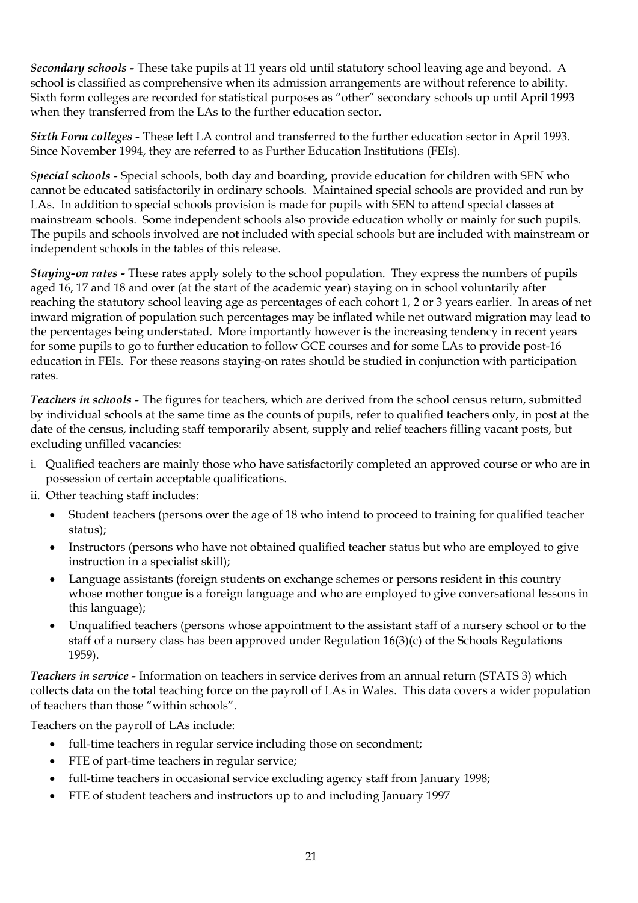***Secondary schools -*** These take pupils at 11 years old until statutory school leaving age and beyond. A school is classified as comprehensive when its admission arrangements are without reference to ability. Sixth form colleges are recorded for statistical purposes as "other" secondary schools up until April 1993 when they transferred from the LAs to the further education sector.

***Sixth Form colleges -*** These left LA control and transferred to the further education sector in April 1993. Since November 1994, they are referred to as Further Education Institutions (FEIs).

***Special schools -*** Special schools, both day and boarding, provide education for children with SEN who cannot be educated satisfactorily in ordinary schools. Maintained special schools are provided and run by LAs. In addition to special schools provision is made for pupils with SEN to attend special classes at mainstream schools. Some independent schools also provide education wholly or mainly for such pupils. The pupils and schools involved are not included with special schools but are included with mainstream or independent schools in the tables of this release.

***Staying-on rates -*** These rates apply solely to the school population. They express the numbers of pupils aged 16, 17 and 18 and over (at the start of the academic year) staying on in school voluntarily after reaching the statutory school leaving age as percentages of each cohort 1, 2 or 3 years earlier. In areas of net inward migration of population such percentages may be inflated while net outward migration may lead to the percentages being understated. More importantly however is the increasing tendency in recent years for some pupils to go to further education to follow GCE courses and for some LAs to provide post-16 education in FEIs. For these reasons staying-on rates should be studied in conjunction with participation rates.

***Teachers in schools -*** The figures for teachers, which are derived from the school census return, submitted by individual schools at the same time as the counts of pupils, refer to qualified teachers only, in post at the date of the census, including staff temporarily absent, supply and relief teachers filling vacant posts, but excluding unfilled vacancies:

i. Qualified teachers are mainly those who have satisfactorily completed an approved course or who are in possession of certain acceptable qualifications.
ii. Other teaching staff includes:
    - Student teachers (persons over the age of 18 who intend to proceed to training for qualified teacher status);
    - Instructors (persons who have not obtained qualified teacher status but who are employed to give instruction in a specialist skill);
    - Language assistants (foreign students on exchange schemes or persons resident in this country whose mother tongue is a foreign language and who are employed to give conversational lessons in this language);
    - Unqualified teachers (persons whose appointment to the assistant staff of a nursery school or to the staff of a nursery class has been approved under Regulation 16(3)(c) of the Schools Regulations 1959).

***Teachers in service -*** Information on teachers in service derives from an annual return (STATS 3) which collects data on the total teaching force on the payroll of LAs in Wales. This data covers a wider population of teachers than those "within schools".

Teachers on the payroll of LAs include:

- full-time teachers in regular service including those on secondment;
- FTE of part-time teachers in regular service;
- full-time teachers in occasional service excluding agency staff from January 1998;
- FTE of student teachers and instructors up to and including January 1997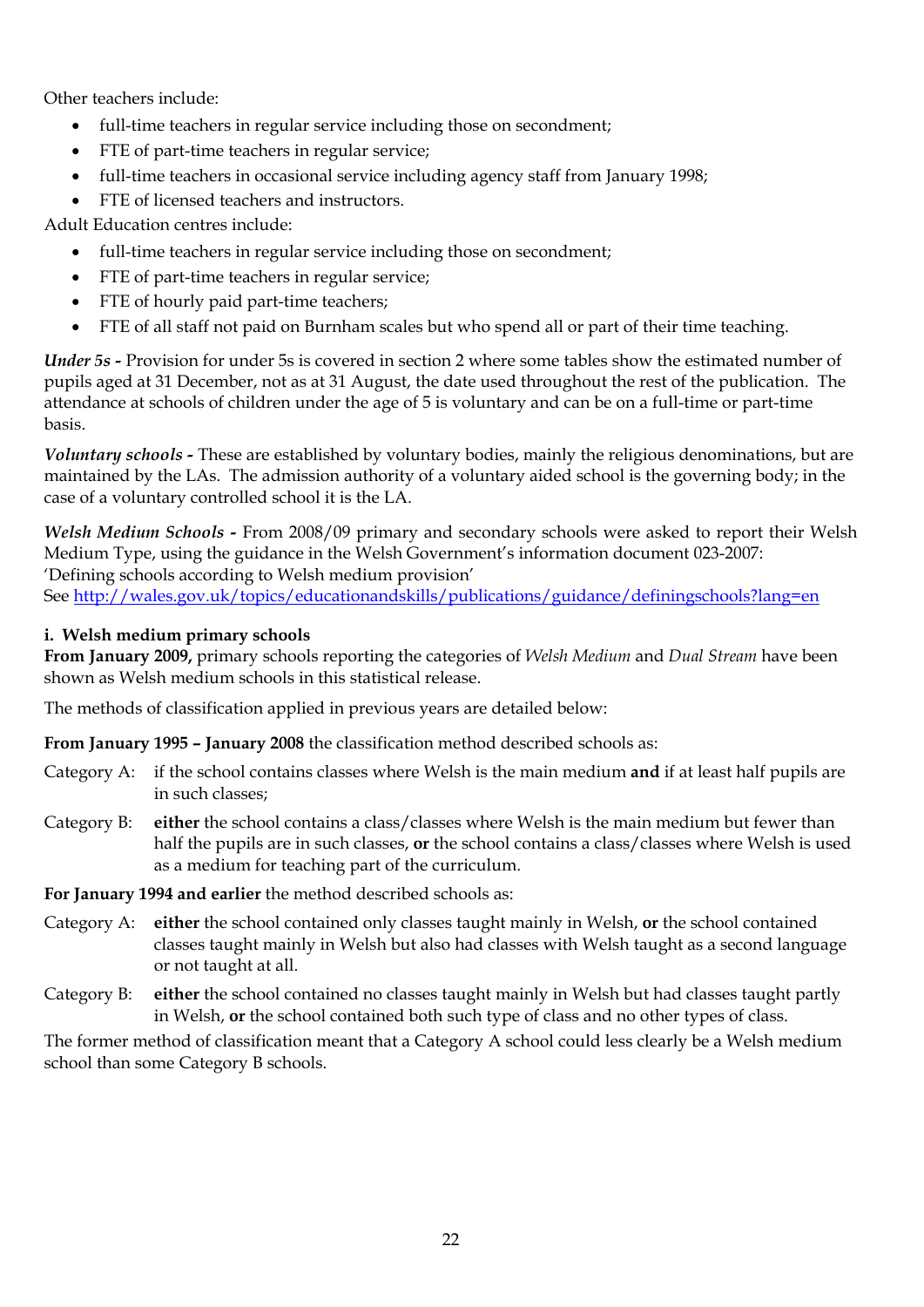Other teachers include:

- full-time teachers in regular service including those on secondment;
- FTE of part-time teachers in regular service;
- full-time teachers in occasional service including agency staff from January 1998;
- FTE of licensed teachers and instructors.

Adult Education centres include:

- full-time teachers in regular service including those on secondment;
- FTE of part-time teachers in regular service;
- FTE of hourly paid part-time teachers;
- FTE of all staff not paid on Burnham scales but who spend all or part of their time teaching.

***Under 5s -*** Provision for under 5s is covered in section 2 where some tables show the estimated number of pupils aged at 31 December, not as at 31 August, the date used throughout the rest of the publication. The attendance at schools of children under the age of 5 is voluntary and can be on a full-time or part-time basis.

***Voluntary schools -*** These are established by voluntary bodies, mainly the religious denominations, but are maintained by the LAs. The admission authority of a voluntary aided school is the governing body; in the case of a voluntary controlled school it is the LA.

***Welsh Medium Schools -*** From 2008/09 primary and secondary schools were asked to report their Welsh Medium Type, using the guidance in the Welsh Government's information document 023-2007: 'Defining schools according to Welsh medium provision'
See [http://wales.gov.uk/topics/educationandskills/publications/guidance/definingschools?lang=en](http://wales.gov.uk/topics/educationandskills/publications/guidance/definingschools?lang=en)

**i. Welsh medium primary schools**

**From January 2009,** primary schools reporting the categories of *Welsh Medium* and *Dual Stream* have been shown as Welsh medium schools in this statistical release.

The methods of classification applied in previous years are detailed below:

**From January 1995 – January 2008** the classification method described schools as:

Category A: if the school contains classes where Welsh is the main medium **and** if at least half pupils are in such classes;

Category B: **either** the school contains a class/classes where Welsh is the main medium but fewer than half the pupils are in such classes, **or** the school contains a class/classes where Welsh is used as a medium for teaching part of the curriculum.

**For January 1994 and earlier** the method described schools as:

Category A: **either** the school contained only classes taught mainly in Welsh, **or** the school contained classes taught mainly in Welsh but also had classes with Welsh taught as a second language or not taught at all.

Category B: **either** the school contained no classes taught mainly in Welsh but had classes taught partly in Welsh, **or** the school contained both such type of class and no other types of class.

The former method of classification meant that a Category A school could less clearly be a Welsh medium school than some Category B schools.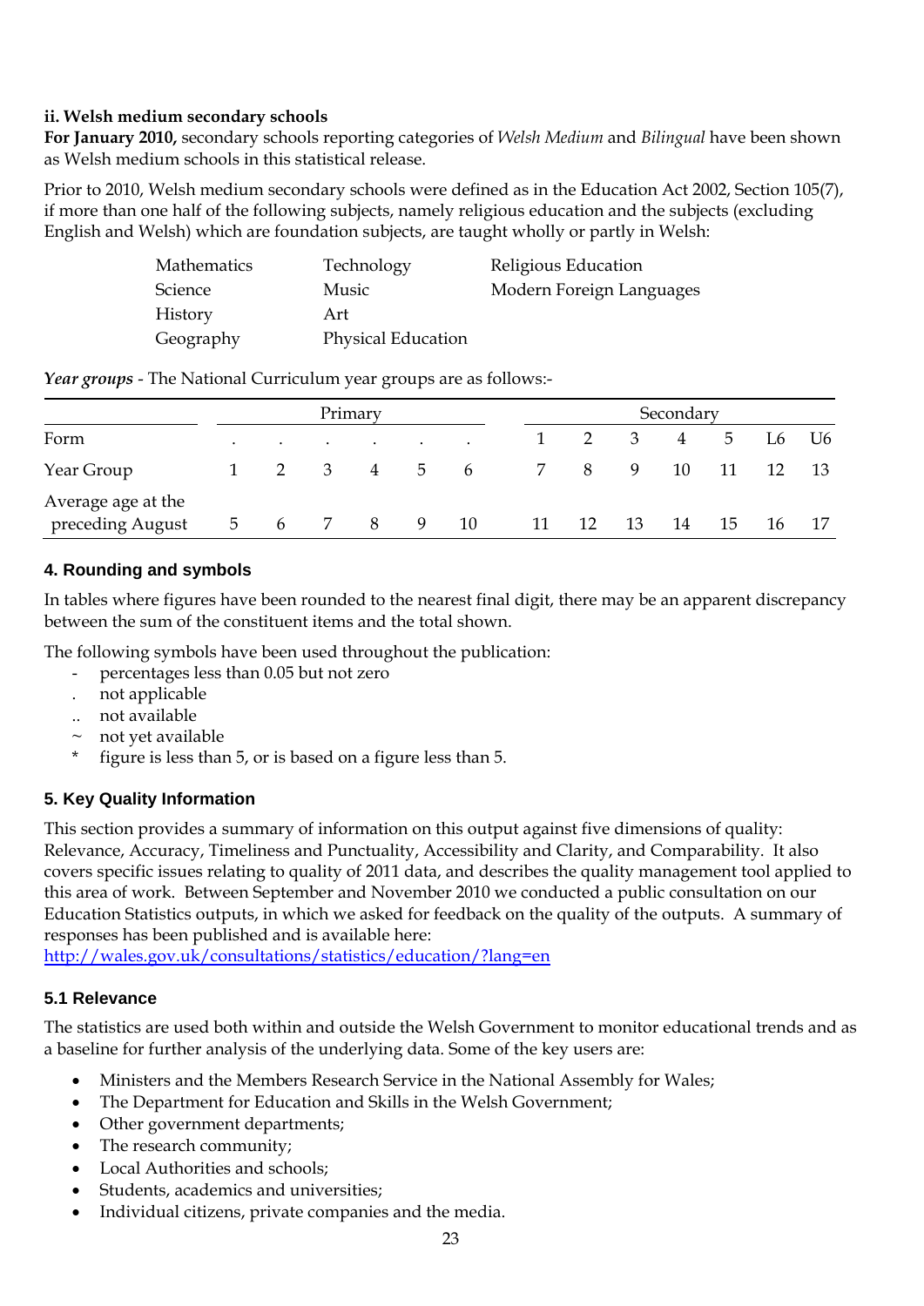**ii. Welsh medium secondary schools**

**For January 2010,** secondary schools reporting categories of *Welsh Medium* and *Bilingual* have been shown as Welsh medium schools in this statistical release.

Prior to 2010, Welsh medium secondary schools were defined as in the Education Act 2002, Section 105(7), if more than one half of the following subjects, namely religious education and the subjects (excluding English and Welsh) which are foundation subjects, are taught wholly or partly in Welsh:

| | | |
|---|---|---|
| Mathematics | Technology | Religious Education |
| Science | Music | Modern Foreign Languages |
| History | Art | |
| Geography | Physical Education | |

***Year groups*** - The National Curriculum year groups are as follows:-

| | Primary | | | | | | Secondary | | | | | | |
|---|---|---|---|---|---|---|---|---|---|---|---|---|---|
| Form | . | . | . | . | . | . | 1 | 2 | 3 | 4 | 5 | L6 | U6 |
| Year Group | 1 | 2 | 3 | 4 | 5 | 6 | 7 | 8 | 9 | 10 | 11 | 12 | 13 |
| Average age at the preceding August | 5 | 6 | 7 | 8 | 9 | 10 | 11 | 12 | 13 | 14 | 15 | 16 | 17 |

## 4. Rounding and symbols

In tables where figures have been rounded to the nearest final digit, there may be an apparent discrepancy between the sum of the constituent items and the total shown.

The following symbols have been used throughout the publication:

- \- percentages less than 0.05 but not zero
- . not applicable
- .. not available
- ~ not yet available
- \* figure is less than 5, or is based on a figure less than 5.

## 5. Key Quality Information

This section provides a summary of information on this output against five dimensions of quality: Relevance, Accuracy, Timeliness and Punctuality, Accessibility and Clarity, and Comparability. It also covers specific issues relating to quality of 2011 data, and describes the quality management tool applied to this area of work. Between September and November 2010 we conducted a public consultation on our Education Statistics outputs, in which we asked for feedback on the quality of the outputs. A summary of responses has been published and is available here:
http://wales.gov.uk/consultations/statistics/education/?lang=en

### 5.1 Relevance

The statistics are used both within and outside the Welsh Government to monitor educational trends and as a baseline for further analysis of the underlying data. Some of the key users are:

- Ministers and the Members Research Service in the National Assembly for Wales;
- The Department for Education and Skills in the Welsh Government;
- Other government departments;
- The research community;
- Local Authorities and schools;
- Students, academics and universities;
- Individual citizens, private companies and the media.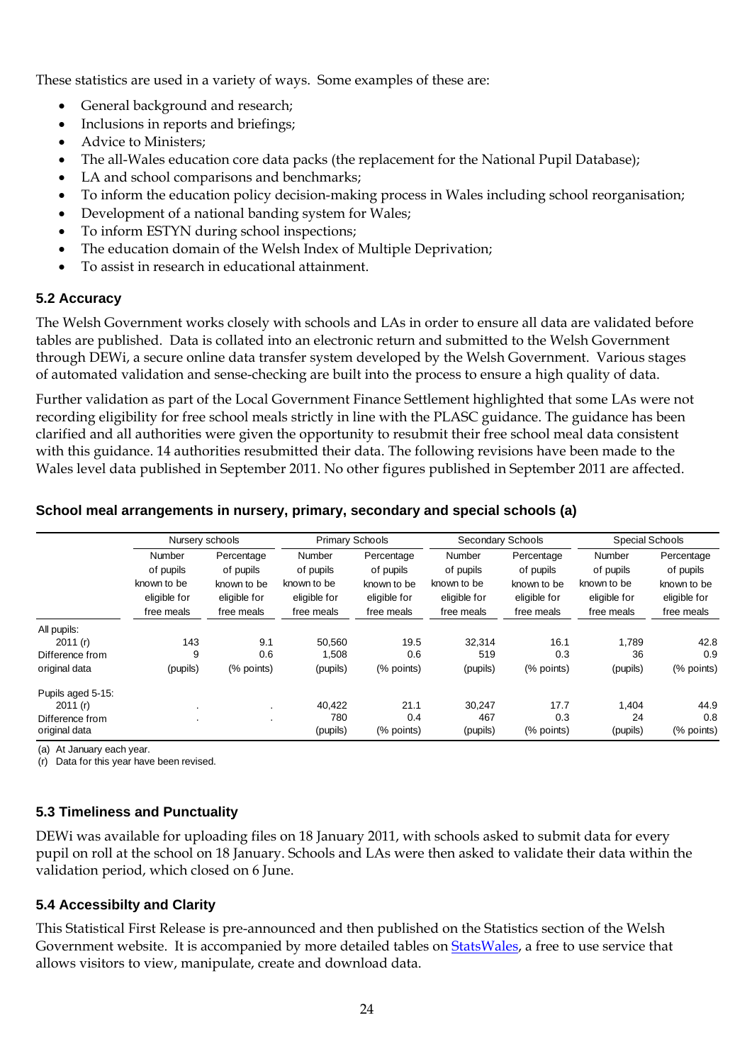These statistics are used in a variety of ways. Some examples of these are:

- General background and research;
- Inclusions in reports and briefings;
- Advice to Ministers;
- The all-Wales education core data packs (the replacement for the National Pupil Database);
- LA and school comparisons and benchmarks;
- To inform the education policy decision-making process in Wales including school reorganisation;
- Development of a national banding system for Wales;
- To inform ESTYN during school inspections;
- The education domain of the Welsh Index of Multiple Deprivation;
- To assist in research in educational attainment.

### 5.2 Accuracy

The Welsh Government works closely with schools and LAs in order to ensure all data are validated before tables are published. Data is collated into an electronic return and submitted to the Welsh Government through DEWi, a secure online data transfer system developed by the Welsh Government. Various stages of automated validation and sense-checking are built into the process to ensure a high quality of data.

Further validation as part of the Local Government Finance Settlement highlighted that some LAs were not recording eligibility for free school meals strictly in line with the PLASC guidance. The guidance has been clarified and all authorities were given the opportunity to resubmit their free school meal data consistent with this guidance. 14 authorities resubmitted their data. The following revisions have been made to the Wales level data published in September 2011. No other figures published in September 2011 are affected.

**School meal arrangements in nursery, primary, secondary and special schools (a)**

| | Nursery schools | | Primary Schools | | Secondary Schools | | Special Schools | |
|---|---|---|---|---|---|---|---|---|
| | Number of pupils known to be eligible for free meals | Percentage of pupils known to be eligible for free meals | Number of pupils known to be eligible for free meals | Percentage of pupils known to be eligible for free meals | Number of pupils known to be eligible for free meals | Percentage of pupils known to be eligible for free meals | Number of pupils known to be eligible for free meals | Percentage of pupils known to be eligible for free meals |
| All pupils: | | | | | | | | |
| 2011 (r) | 143 | 9.1 | 50,560 | 19.5 | 32,314 | 16.1 | 1,789 | 42.8 |
| Difference from | 9 | 0.6 | 1,508 | 0.6 | 519 | 0.3 | 36 | 0.9 |
| original data | (pupils) | (% points) | (pupils) | (% points) | (pupils) | (% points) | (pupils) | (% points) |
| Pupils aged 5-15: | | | | | | | | |
| 2011 (r) | . | . | 40,422 | 21.1 | 30,247 | 17.7 | 1,404 | 44.9 |
| Difference from | . | . | 780 | 0.4 | 467 | 0.3 | 24 | 0.8 |
| original data | | | (pupils) | (% points) | (pupils) | (% points) | (pupils) | (% points) |

(a) At January each year.
(r) Data for this year have been revised.

### 5.3 Timeliness and Punctuality

DEWi was available for uploading files on 18 January 2011, with schools asked to submit data for every pupil on roll at the school on 18 January. Schools and LAs were then asked to validate their data within the validation period, which closed on 6 June.

### 5.4 Accessibilty and Clarity

This Statistical First Release is pre-announced and then published on the Statistics section of the Welsh Government website. It is accompanied by more detailed tables on StatsWales, a free to use service that allows visitors to view, manipulate, create and download data.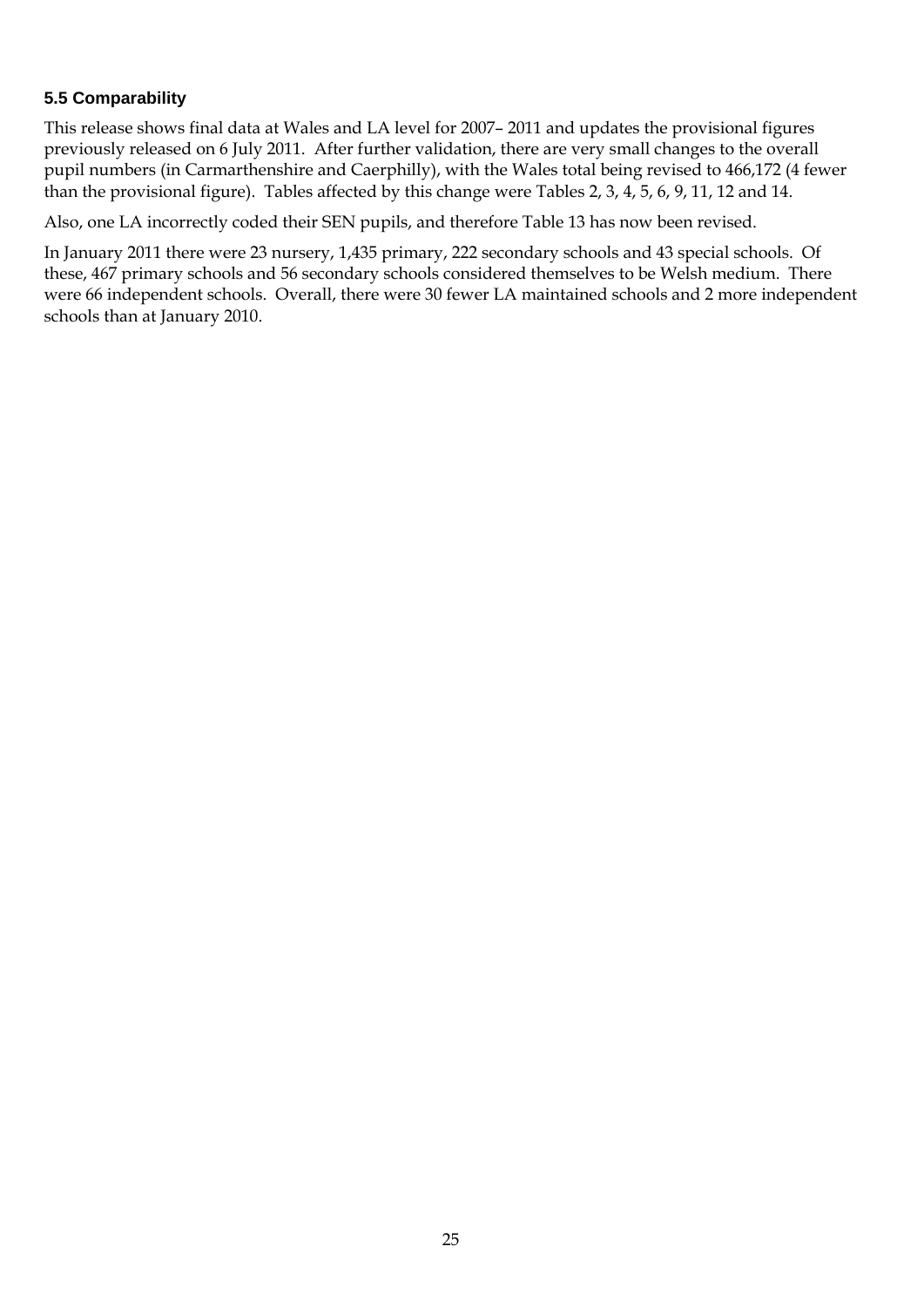### 5.5 Comparability

This release shows final data at Wales and LA level for 2007– 2011 and updates the provisional figures previously released on 6 July 2011. After further validation, there are very small changes to the overall pupil numbers (in Carmarthenshire and Caerphilly), with the Wales total being revised to 466,172 (4 fewer than the provisional figure). Tables affected by this change were Tables 2, 3, 4, 5, 6, 9, 11, 12 and 14.

Also, one LA incorrectly coded their SEN pupils, and therefore Table 13 has now been revised.

In January 2011 there were 23 nursery, 1,435 primary, 222 secondary schools and 43 special schools. Of these, 467 primary schools and 56 secondary schools considered themselves to be Welsh medium. There were 66 independent schools. Overall, there were 30 fewer LA maintained schools and 2 more independent schools than at January 2010.